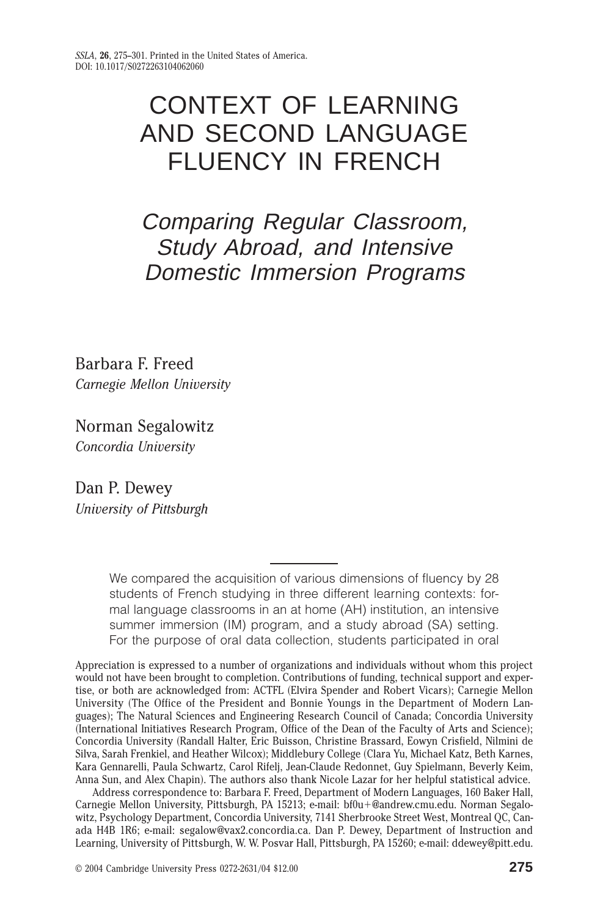# CONTEXT OF LEARNING AND SECOND LANGUAGE FLUENCY IN FRENCH

## *Comparing Regular Classroom, Study Abroad, and Intensive Domestic Immersion Programs*

Barbara F. Freed
*Carnegie Mellon University*

Norman Segalowitz
*Concordia University*

Dan P. Dewey
*University of Pittsburgh*

We compared the acquisition of various dimensions of fluency by 28 students of French studying in three different learning contexts: formal language classrooms in an at home (AH) institution, an intensive summer immersion (IM) program, and a study abroad (SA) setting. For the purpose of oral data collection, students participated in oral

Appreciation is expressed to a number of organizations and individuals without whom this project would not have been brought to completion. Contributions of funding, technical support and expertise, or both are acknowledged from: ACTFL (Elvira Spender and Robert Vicars); Carnegie Mellon University (The Office of the President and Bonnie Youngs in the Department of Modern Languages); The Natural Sciences and Engineering Research Council of Canada; Concordia University (International Initiatives Research Program, Office of the Dean of the Faculty of Arts and Science); Concordia University (Randall Halter, Eric Buisson, Christine Brassard, Eowyn Crisfield, Nilmini de Silva, Sarah Frenkiel, and Heather Wilcox); Middlebury College (Clara Yu, Michael Katz, Beth Karnes, Kara Gennarelli, Paula Schwartz, Carol Rifelj, Jean-Claude Redonnet, Guy Spielmann, Beverly Keim, Anna Sun, and Alex Chapin). The authors also thank Nicole Lazar for her helpful statistical advice.

Address correspondence to: Barbara F. Freed, Department of Modern Languages, 160 Baker Hall, Carnegie Mellon University, Pittsburgh, PA 15213; e-mail: bf0u+@andrew.cmu.edu. Norman Segalowitz, Psychology Department, Concordia University, 7141 Sherbrooke Street West, Montreal QC, Canada H4B 1R6; e-mail: segalow@vax2.concordia.ca. Dan P. Dewey, Department of Instruction and Learning, University of Pittsburgh, W. W. Posvar Hall, Pittsburgh, PA 15260; e-mail: ddewey@pitt.edu.

© 2004 Cambridge University Press 0272-2631/04 $12.00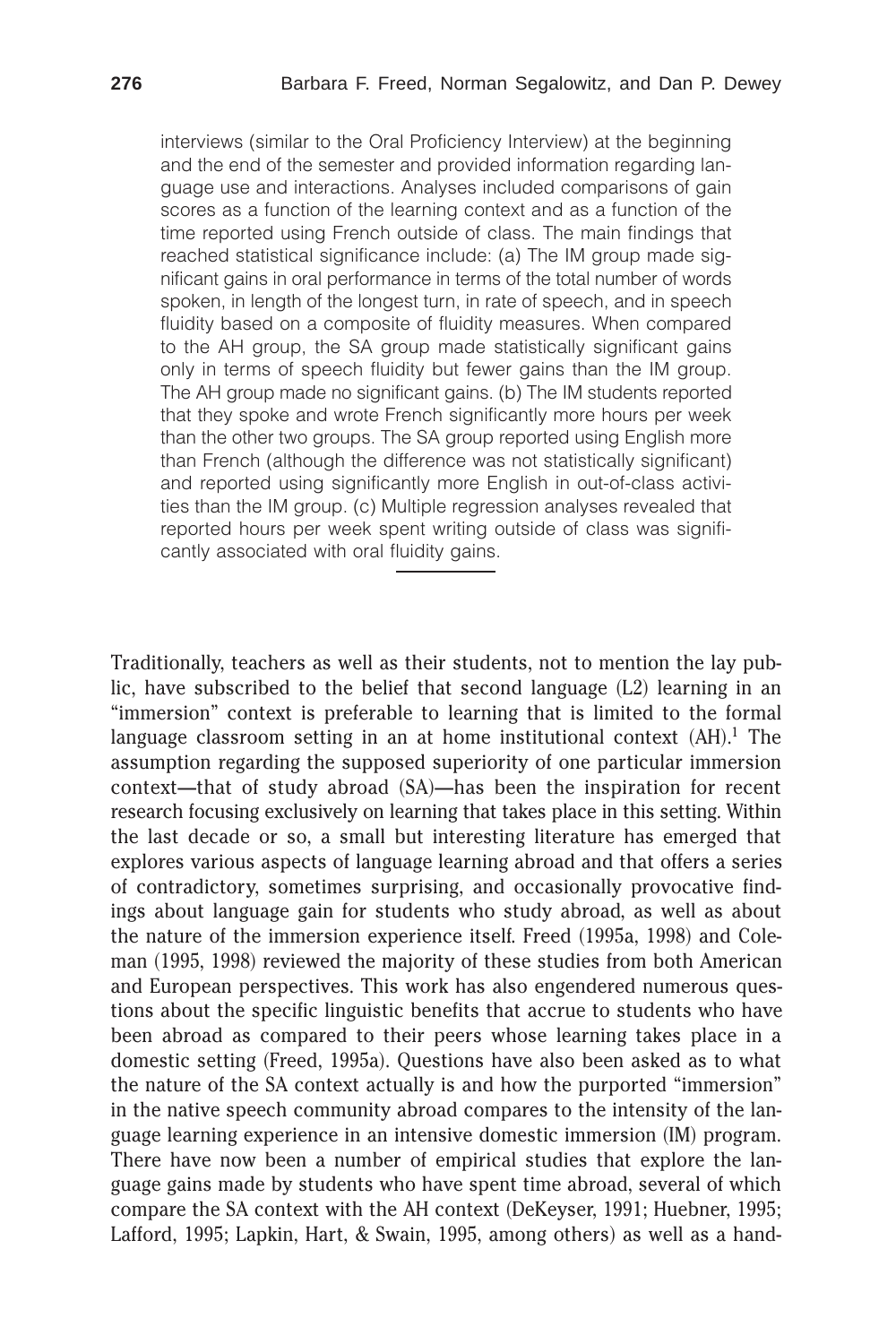interviews (similar to the Oral Proficiency Interview) at the beginning and the end of the semester and provided information regarding language use and interactions. Analyses included comparisons of gain scores as a function of the learning context and as a function of the time reported using French outside of class. The main findings that reached statistical significance include: (a) The IM group made significant gains in oral performance in terms of the total number of words spoken, in length of the longest turn, in rate of speech, and in speech fluidity based on a composite of fluidity measures. When compared to the AH group, the SA group made statistically significant gains only in terms of speech fluidity but fewer gains than the IM group. The AH group made no significant gains. (b) The IM students reported that they spoke and wrote French significantly more hours per week than the other two groups. The SA group reported using English more than French (although the difference was not statistically significant) and reported using significantly more English in out-of-class activities than the IM group. (c) Multiple regression analyses revealed that reported hours per week spent writing outside of class was significantly associated with oral fluidity gains.

---

Traditionally, teachers as well as their students, not to mention the lay public, have subscribed to the belief that second language (L2) learning in an "immersion" context is preferable to learning that is limited to the formal language classroom setting in an at home institutional context (AH).[1] The assumption regarding the supposed superiority of one particular immersion context—that of study abroad (SA)—has been the inspiration for recent research focusing exclusively on learning that takes place in this setting. Within the last decade or so, a small but interesting literature has emerged that explores various aspects of language learning abroad and that offers a series of contradictory, sometimes surprising, and occasionally provocative findings about language gain for students who study abroad, as well as about the nature of the immersion experience itself. Freed (1995a, 1998) and Coleman (1995, 1998) reviewed the majority of these studies from both American and European perspectives. This work has also engendered numerous questions about the specific linguistic benefits that accrue to students who have been abroad as compared to their peers whose learning takes place in a domestic setting (Freed, 1995a). Questions have also been asked as to what the nature of the SA context actually is and how the purported "immersion" in the native speech community abroad compares to the intensity of the language learning experience in an intensive domestic immersion (IM) program. There have now been a number of empirical studies that explore the language gains made by students who have spent time abroad, several of which compare the SA context with the AH context (DeKeyser, 1991; Huebner, 1995; Lafford, 1995; Lapkin, Hart, & Swain, 1995, among others) as well as a hand-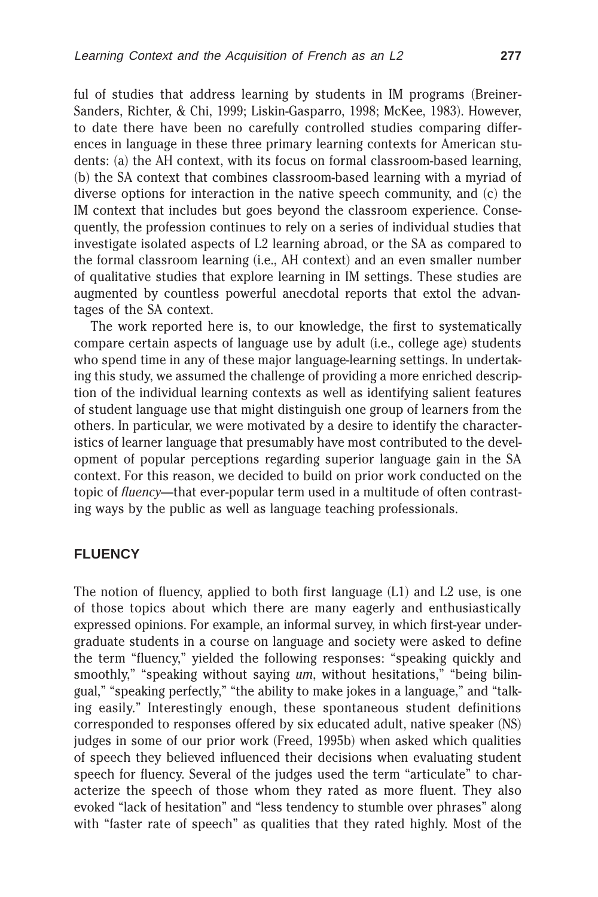ful of studies that address learning by students in IM programs (Breiner-Sanders, Richter, & Chi, 1999; Liskin-Gasparro, 1998; McKee, 1983). However, to date there have been no carefully controlled studies comparing differences in language in these three primary learning contexts for American students: (a) the AH context, with its focus on formal classroom-based learning, (b) the SA context that combines classroom-based learning with a myriad of diverse options for interaction in the native speech community, and (c) the IM context that includes but goes beyond the classroom experience. Consequently, the profession continues to rely on a series of individual studies that investigate isolated aspects of L2 learning abroad, or the SA as compared to the formal classroom learning (i.e., AH context) and an even smaller number of qualitative studies that explore learning in IM settings. These studies are augmented by countless powerful anecdotal reports that extol the advantages of the SA context.

The work reported here is, to our knowledge, the first to systematically compare certain aspects of language use by adult (i.e., college age) students who spend time in any of these major language-learning settings. In undertaking this study, we assumed the challenge of providing a more enriched description of the individual learning contexts as well as identifying salient features of student language use that might distinguish one group of learners from the others. In particular, we were motivated by a desire to identify the characteristics of learner language that presumably have most contributed to the development of popular perceptions regarding superior language gain in the SA context. For this reason, we decided to build on prior work conducted on the topic of *fluency*—that ever-popular term used in a multitude of often contrasting ways by the public as well as language teaching professionals.

## FLUENCY

The notion of fluency, applied to both first language (L1) and L2 use, is one of those topics about which there are many eagerly and enthusiastically expressed opinions. For example, an informal survey, in which first-year undergraduate students in a course on language and society were asked to define the term "fluency," yielded the following responses: "speaking quickly and smoothly," "speaking without saying *um*, without hesitations," "being bilingual," "speaking perfectly," "the ability to make jokes in a language," and "talking easily." Interestingly enough, these spontaneous student definitions corresponded to responses offered by six educated adult, native speaker (NS) judges in some of our prior work (Freed, 1995b) when asked which qualities of speech they believed influenced their decisions when evaluating student speech for fluency. Several of the judges used the term "articulate" to characterize the speech of those whom they rated as more fluent. They also evoked "lack of hesitation" and "less tendency to stumble over phrases" along with "faster rate of speech" as qualities that they rated highly. Most of the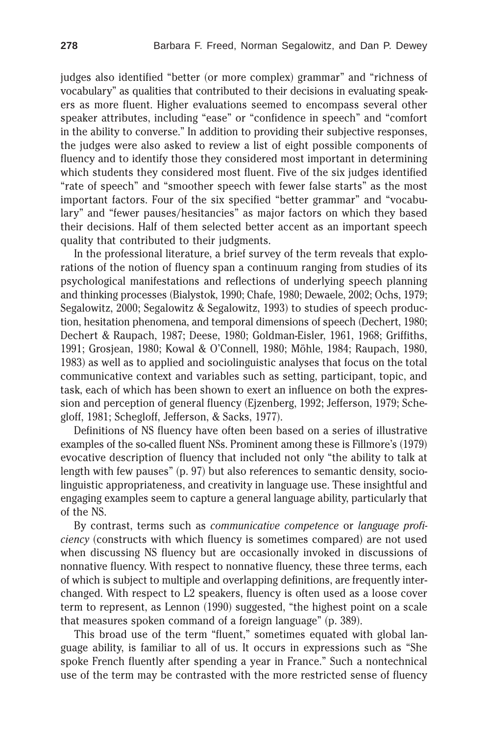judges also identified "better (or more complex) grammar" and "richness of vocabulary" as qualities that contributed to their decisions in evaluating speakers as more fluent. Higher evaluations seemed to encompass several other speaker attributes, including "ease" or "confidence in speech" and "comfort in the ability to converse." In addition to providing their subjective responses, the judges were also asked to review a list of eight possible components of fluency and to identify those they considered most important in determining which students they considered most fluent. Five of the six judges identified "rate of speech" and "smoother speech with fewer false starts" as the most important factors. Four of the six specified "better grammar" and "vocabulary" and "fewer pauses/hesitancies" as major factors on which they based their decisions. Half of them selected better accent as an important speech quality that contributed to their judgments.

In the professional literature, a brief survey of the term reveals that explorations of the notion of fluency span a continuum ranging from studies of its psychological manifestations and reflections of underlying speech planning and thinking processes (Bialystok, 1990; Chafe, 1980; Dewaele, 2002; Ochs, 1979; Segalowitz, 2000; Segalowitz & Segalowitz, 1993) to studies of speech production, hesitation phenomena, and temporal dimensions of speech (Dechert, 1980; Dechert & Raupach, 1987; Deese, 1980; Goldman-Eisler, 1961, 1968; Griffiths, 1991; Grosjean, 1980; Kowal & O'Connell, 1980; Möhle, 1984; Raupach, 1980, 1983) as well as to applied and sociolinguistic analyses that focus on the total communicative context and variables such as setting, participant, topic, and task, each of which has been shown to exert an influence on both the expression and perception of general fluency (Ejzenberg, 1992; Jefferson, 1979; Schegloff, 1981; Schegloff, Jefferson, & Sacks, 1977).

Definitions of NS fluency have often been based on a series of illustrative examples of the so-called fluent NSs. Prominent among these is Fillmore's (1979) evocative description of fluency that included not only "the ability to talk at length with few pauses" (p. 97) but also references to semantic density, sociolinguistic appropriateness, and creativity in language use. These insightful and engaging examples seem to capture a general language ability, particularly that of the NS.

By contrast, terms such as *communicative competence* or *language proficiency* (constructs with which fluency is sometimes compared) are not used when discussing NS fluency but are occasionally invoked in discussions of nonnative fluency. With respect to nonnative fluency, these three terms, each of which is subject to multiple and overlapping definitions, are frequently interchanged. With respect to L2 speakers, fluency is often used as a loose cover term to represent, as Lennon (1990) suggested, "the highest point on a scale that measures spoken command of a foreign language" (p. 389).

This broad use of the term "fluent," sometimes equated with global language ability, is familiar to all of us. It occurs in expressions such as "She spoke French fluently after spending a year in France." Such a nontechnical use of the term may be contrasted with the more restricted sense of fluency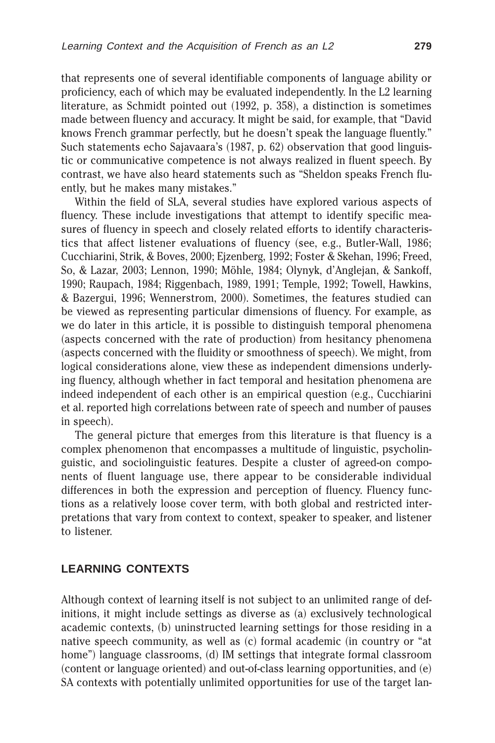that represents one of several identifiable components of language ability or proficiency, each of which may be evaluated independently. In the L2 learning literature, as Schmidt pointed out (1992, p. 358), a distinction is sometimes made between fluency and accuracy. It might be said, for example, that "David knows French grammar perfectly, but he doesn't speak the language fluently." Such statements echo Sajavaara's (1987, p. 62) observation that good linguistic or communicative competence is not always realized in fluent speech. By contrast, we have also heard statements such as "Sheldon speaks French fluently, but he makes many mistakes."

Within the field of SLA, several studies have explored various aspects of fluency. These include investigations that attempt to identify specific measures of fluency in speech and closely related efforts to identify characteristics that affect listener evaluations of fluency (see, e.g., Butler-Wall, 1986; Cucchiarini, Strik, & Boves, 2000; Ejzenberg, 1992; Foster & Skehan, 1996; Freed, So, & Lazar, 2003; Lennon, 1990; Möhle, 1984; Olynyk, d'Anglejan, & Sankoff, 1990; Raupach, 1984; Riggenbach, 1989, 1991; Temple, 1992; Towell, Hawkins, & Bazergui, 1996; Wennerstrom, 2000). Sometimes, the features studied can be viewed as representing particular dimensions of fluency. For example, as we do later in this article, it is possible to distinguish temporal phenomena (aspects concerned with the rate of production) from hesitancy phenomena (aspects concerned with the fluidity or smoothness of speech). We might, from logical considerations alone, view these as independent dimensions underlying fluency, although whether in fact temporal and hesitation phenomena are indeed independent of each other is an empirical question (e.g., Cucchiarini et al. reported high correlations between rate of speech and number of pauses in speech).

The general picture that emerges from this literature is that fluency is a complex phenomenon that encompasses a multitude of linguistic, psycholinguistic, and sociolinguistic features. Despite a cluster of agreed-on components of fluent language use, there appear to be considerable individual differences in both the expression and perception of fluency. Fluency functions as a relatively loose cover term, with both global and restricted interpretations that vary from context to context, speaker to speaker, and listener to listener.

## LEARNING CONTEXTS

Although context of learning itself is not subject to an unlimited range of definitions, it might include settings as diverse as (a) exclusively technological academic contexts, (b) uninstructed learning settings for those residing in a native speech community, as well as (c) formal academic (in country or "at home") language classrooms, (d) IM settings that integrate formal classroom (content or language oriented) and out-of-class learning opportunities, and (e) SA contexts with potentially unlimited opportunities for use of the target lan-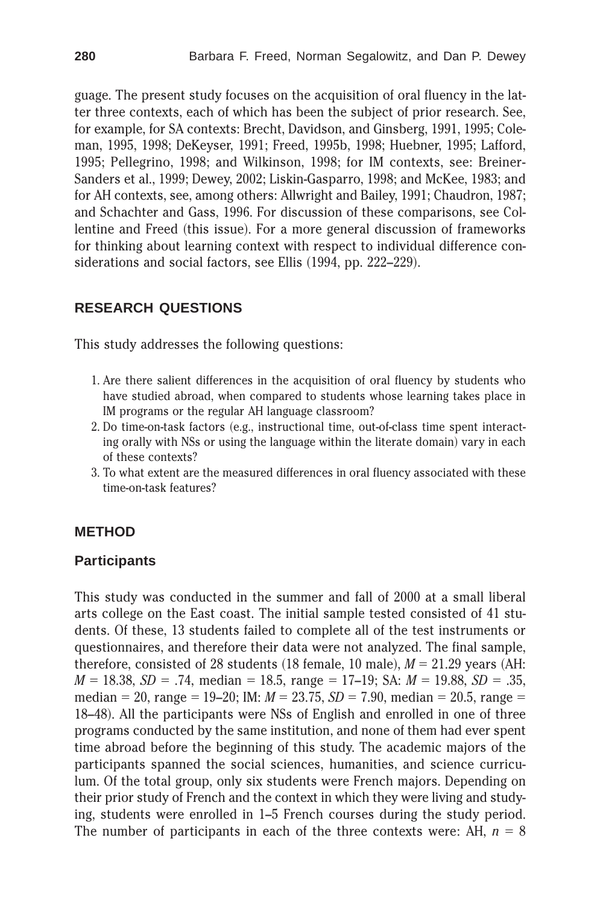guage. The present study focuses on the acquisition of oral fluency in the latter three contexts, each of which has been the subject of prior research. See, for example, for SA contexts: Brecht, Davidson, and Ginsberg, 1991, 1995; Coleman, 1995, 1998; DeKeyser, 1991; Freed, 1995b, 1998; Huebner, 1995; Lafford, 1995; Pellegrino, 1998; and Wilkinson, 1998; for IM contexts, see: Breiner-Sanders et al., 1999; Dewey, 2002; Liskin-Gasparro, 1998; and McKee, 1983; and for AH contexts, see, among others: Allwright and Bailey, 1991; Chaudron, 1987; and Schachter and Gass, 1996. For discussion of these comparisons, see Collentine and Freed (this issue). For a more general discussion of frameworks for thinking about learning context with respect to individual difference considerations and social factors, see Ellis (1994, pp. 222–229).

## RESEARCH QUESTIONS

This study addresses the following questions:

1. Are there salient differences in the acquisition of oral fluency by students who have studied abroad, when compared to students whose learning takes place in IM programs or the regular AH language classroom?
2. Do time-on-task factors (e.g., instructional time, out-of-class time spent interacting orally with NSs or using the language within the literate domain) vary in each of these contexts?
3. To what extent are the measured differences in oral fluency associated with these time-on-task features?

## METHOD

### Participants

This study was conducted in the summer and fall of 2000 at a small liberal arts college on the East coast. The initial sample tested consisted of 41 students. Of these, 13 students failed to complete all of the test instruments or questionnaires, and therefore their data were not analyzed. The final sample, therefore, consisted of 28 students (18 female, 10 male), $M = 21.29$ years (AH: $M = 18.38$, $SD = .74$, median = 18.5, range = 17–19; SA: $M = 19.88$, $SD = .35$, median = 20, range = 19–20; IM: $M = 23.75$, $SD = 7.90$, median = 20.5, range = 18–48). All the participants were NSs of English and enrolled in one of three programs conducted by the same institution, and none of them had ever spent time abroad before the beginning of this study. The academic majors of the participants spanned the social sciences, humanities, and science curriculum. Of the total group, only six students were French majors. Depending on their prior study of French and the context in which they were living and studying, students were enrolled in 1–5 French courses during the study period. The number of participants in each of the three contexts were: AH, $n = 8$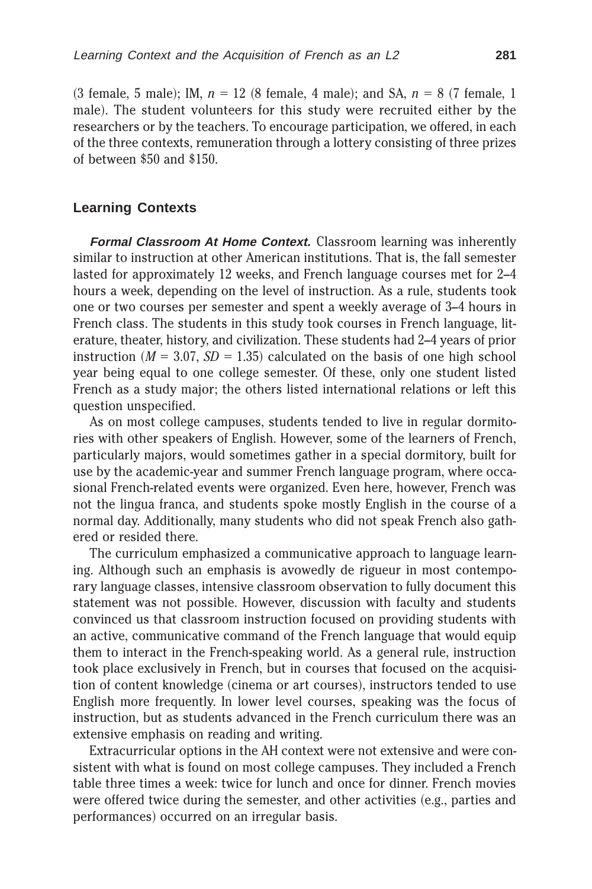(3 female, 5 male); IM, $n = 12$ (8 female, 4 male); and SA, $n = 8$ (7 female, 1 male). The student volunteers for this study were recruited either by the researchers or by the teachers. To encourage participation, we offered, in each of the three contexts, remuneration through a lottery consisting of three prizes of between $50 and $150.

## Learning Contexts

***Formal Classroom At Home Context.*** Classroom learning was inherently similar to instruction at other American institutions. That is, the fall semester lasted for approximately 12 weeks, and French language courses met for 2–4 hours a week, depending on the level of instruction. As a rule, students took one or two courses per semester and spent a weekly average of 3–4 hours in French class. The students in this study took courses in French language, literature, theater, history, and civilization. These students had 2–4 years of prior instruction ($M = 3.07$, $SD = 1.35$) calculated on the basis of one high school year being equal to one college semester. Of these, only one student listed French as a study major; the others listed international relations or left this question unspecified.

As on most college campuses, students tended to live in regular dormitories with other speakers of English. However, some of the learners of French, particularly majors, would sometimes gather in a special dormitory, built for use by the academic-year and summer French language program, where occasional French-related events were organized. Even here, however, French was not the lingua franca, and students spoke mostly English in the course of a normal day. Additionally, many students who did not speak French also gathered or resided there.

The curriculum emphasized a communicative approach to language learning. Although such an emphasis is avowedly de rigueur in most contemporary language classes, intensive classroom observation to fully document this statement was not possible. However, discussion with faculty and students convinced us that classroom instruction focused on providing students with an active, communicative command of the French language that would equip them to interact in the French-speaking world. As a general rule, instruction took place exclusively in French, but in courses that focused on the acquisition of content knowledge (cinema or art courses), instructors tended to use English more frequently. In lower level courses, speaking was the focus of instruction, but as students advanced in the French curriculum there was an extensive emphasis on reading and writing.

Extracurricular options in the AH context were not extensive and were consistent with what is found on most college campuses. They included a French table three times a week: twice for lunch and once for dinner. French movies were offered twice during the semester, and other activities (e.g., parties and performances) occurred on an irregular basis.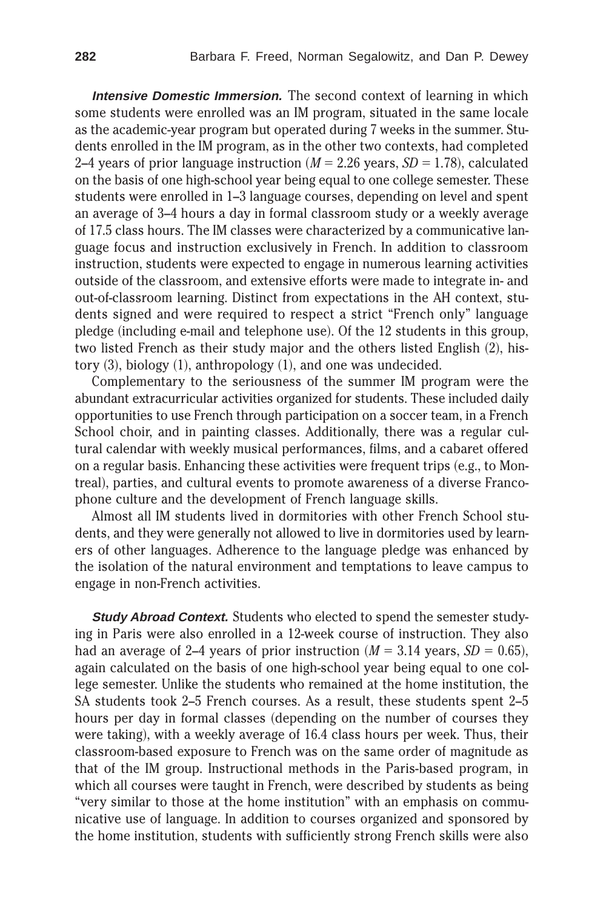***Intensive Domestic Immersion.*** The second context of learning in which some students were enrolled was an IM program, situated in the same locale as the academic-year program but operated during 7 weeks in the summer. Students enrolled in the IM program, as in the other two contexts, had completed 2–4 years of prior language instruction ($M = 2.26$ years, $SD = 1.78$), calculated on the basis of one high-school year being equal to one college semester. These students were enrolled in 1–3 language courses, depending on level and spent an average of 3–4 hours a day in formal classroom study or a weekly average of 17.5 class hours. The IM classes were characterized by a communicative language focus and instruction exclusively in French. In addition to classroom instruction, students were expected to engage in numerous learning activities outside of the classroom, and extensive efforts were made to integrate in- and out-of-classroom learning. Distinct from expectations in the AH context, students signed and were required to respect a strict "French only" language pledge (including e-mail and telephone use). Of the 12 students in this group, two listed French as their study major and the others listed English (2), history (3), biology (1), anthropology (1), and one was undecided.

Complementary to the seriousness of the summer IM program were the abundant extracurricular activities organized for students. These included daily opportunities to use French through participation on a soccer team, in a French School choir, and in painting classes. Additionally, there was a regular cultural calendar with weekly musical performances, films, and a cabaret offered on a regular basis. Enhancing these activities were frequent trips (e.g., to Montreal), parties, and cultural events to promote awareness of a diverse Francophone culture and the development of French language skills.

Almost all IM students lived in dormitories with other French School students, and they were generally not allowed to live in dormitories used by learners of other languages. Adherence to the language pledge was enhanced by the isolation of the natural environment and temptations to leave campus to engage in non-French activities.

***Study Abroad Context.*** Students who elected to spend the semester studying in Paris were also enrolled in a 12-week course of instruction. They also had an average of 2–4 years of prior instruction ($M = 3.14$ years, $SD = 0.65$), again calculated on the basis of one high-school year being equal to one college semester. Unlike the students who remained at the home institution, the SA students took 2–5 French courses. As a result, these students spent 2–5 hours per day in formal classes (depending on the number of courses they were taking), with a weekly average of 16.4 class hours per week. Thus, their classroom-based exposure to French was on the same order of magnitude as that of the IM group. Instructional methods in the Paris-based program, in which all courses were taught in French, were described by students as being "very similar to those at the home institution" with an emphasis on communicative use of language. In addition to courses organized and sponsored by the home institution, students with sufficiently strong French skills were also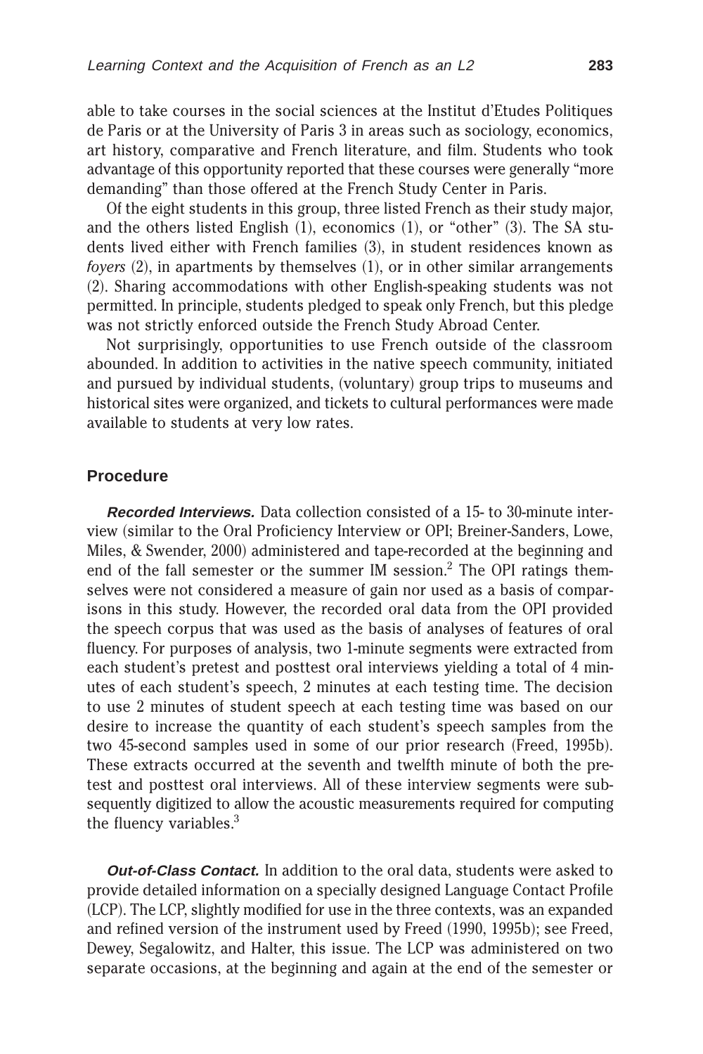able to take courses in the social sciences at the Institut d'Etudes Politiques de Paris or at the University of Paris 3 in areas such as sociology, economics, art history, comparative and French literature, and film. Students who took advantage of this opportunity reported that these courses were generally "more demanding" than those offered at the French Study Center in Paris.

Of the eight students in this group, three listed French as their study major, and the others listed English (1), economics (1), or "other" (3). The SA students lived either with French families (3), in student residences known as *foyers* (2), in apartments by themselves (1), or in other similar arrangements (2). Sharing accommodations with other English-speaking students was not permitted. In principle, students pledged to speak only French, but this pledge was not strictly enforced outside the French Study Abroad Center.

Not surprisingly, opportunities to use French outside of the classroom abounded. In addition to activities in the native speech community, initiated and pursued by individual students, (voluntary) group trips to museums and historical sites were organized, and tickets to cultural performances were made available to students at very low rates.

## Procedure

***Recorded Interviews.*** Data collection consisted of a 15- to 30-minute interview (similar to the Oral Proficiency Interview or OPI; Breiner-Sanders, Lowe, Miles, & Swender, 2000) administered and tape-recorded at the beginning and end of the fall semester or the summer IM session.[2] The OPI ratings themselves were not considered a measure of gain nor used as a basis of comparisons in this study. However, the recorded oral data from the OPI provided the speech corpus that was used as the basis of analyses of features of oral fluency. For purposes of analysis, two 1-minute segments were extracted from each student's pretest and posttest oral interviews yielding a total of 4 minutes of each student's speech, 2 minutes at each testing time. The decision to use 2 minutes of student speech at each testing time was based on our desire to increase the quantity of each student's speech samples from the two 45-second samples used in some of our prior research (Freed, 1995b). These extracts occurred at the seventh and twelfth minute of both the pretest and posttest oral interviews. All of these interview segments were subsequently digitized to allow the acoustic measurements required for computing the fluency variables.[3]

***Out-of-Class Contact.*** In addition to the oral data, students were asked to provide detailed information on a specially designed Language Contact Profile (LCP). The LCP, slightly modified for use in the three contexts, was an expanded and refined version of the instrument used by Freed (1990, 1995b); see Freed, Dewey, Segalowitz, and Halter, this issue. The LCP was administered on two separate occasions, at the beginning and again at the end of the semester or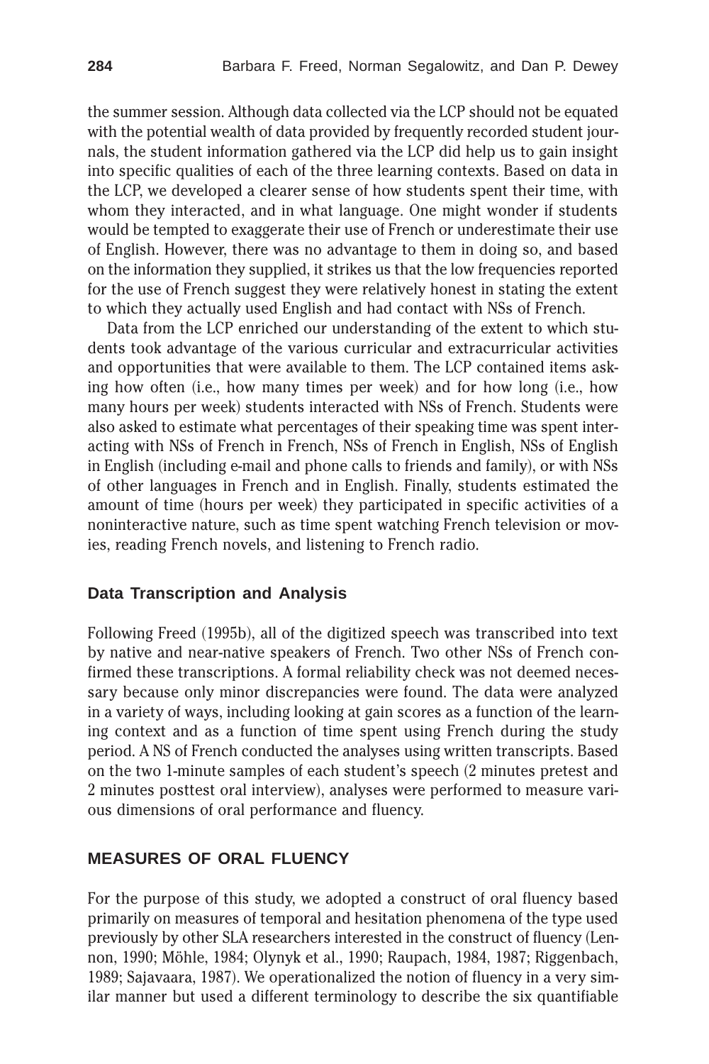the summer session. Although data collected via the LCP should not be equated with the potential wealth of data provided by frequently recorded student journals, the student information gathered via the LCP did help us to gain insight into specific qualities of each of the three learning contexts. Based on data in the LCP, we developed a clearer sense of how students spent their time, with whom they interacted, and in what language. One might wonder if students would be tempted to exaggerate their use of French or underestimate their use of English. However, there was no advantage to them in doing so, and based on the information they supplied, it strikes us that the low frequencies reported for the use of French suggest they were relatively honest in stating the extent to which they actually used English and had contact with NSs of French.

Data from the LCP enriched our understanding of the extent to which students took advantage of the various curricular and extracurricular activities and opportunities that were available to them. The LCP contained items asking how often (i.e., how many times per week) and for how long (i.e., how many hours per week) students interacted with NSs of French. Students were also asked to estimate what percentages of their speaking time was spent interacting with NSs of French in French, NSs of French in English, NSs of English in English (including e-mail and phone calls to friends and family), or with NSs of other languages in French and in English. Finally, students estimated the amount of time (hours per week) they participated in specific activities of a noninteractive nature, such as time spent watching French television or movies, reading French novels, and listening to French radio.

### Data Transcription and Analysis

Following Freed (1995b), all of the digitized speech was transcribed into text by native and near-native speakers of French. Two other NSs of French confirmed these transcriptions. A formal reliability check was not deemed necessary because only minor discrepancies were found. The data were analyzed in a variety of ways, including looking at gain scores as a function of the learning context and as a function of time spent using French during the study period. A NS of French conducted the analyses using written transcripts. Based on the two 1-minute samples of each student's speech (2 minutes pretest and 2 minutes posttest oral interview), analyses were performed to measure various dimensions of oral performance and fluency.

## MEASURES OF ORAL FLUENCY

For the purpose of this study, we adopted a construct of oral fluency based primarily on measures of temporal and hesitation phenomena of the type used previously by other SLA researchers interested in the construct of fluency (Lennon, 1990; Möhle, 1984; Olynyk et al., 1990; Raupach, 1984, 1987; Riggenbach, 1989; Sajavaara, 1987). We operationalized the notion of fluency in a very similar manner but used a different terminology to describe the six quantifiable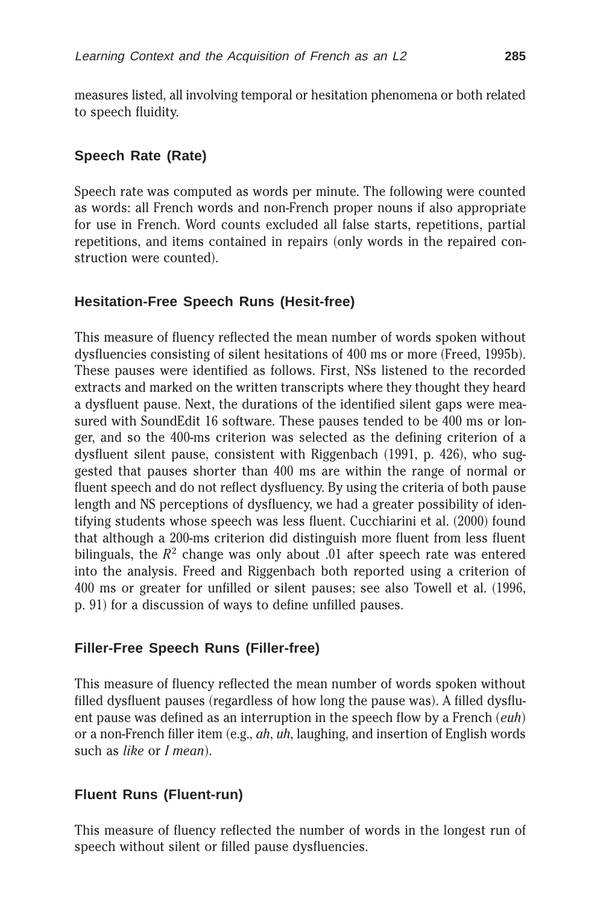measures listed, all involving temporal or hesitation phenomena or both related to speech fluidity.

### Speech Rate (Rate)

Speech rate was computed as words per minute. The following were counted as words: all French words and non-French proper nouns if also appropriate for use in French. Word counts excluded all false starts, repetitions, partial repetitions, and items contained in repairs (only words in the repaired construction were counted).

### Hesitation-Free Speech Runs (Hesit-free)

This measure of fluency reflected the mean number of words spoken without dysfluencies consisting of silent hesitations of 400 ms or more (Freed, 1995b). These pauses were identified as follows. First, NSs listened to the recorded extracts and marked on the written transcripts where they thought they heard a dysfluent pause. Next, the durations of the identified silent gaps were measured with SoundEdit 16 software. These pauses tended to be 400 ms or longer, and so the 400-ms criterion was selected as the defining criterion of a dysfluent silent pause, consistent with Riggenbach (1991, p. 426), who suggested that pauses shorter than 400 ms are within the range of normal or fluent speech and do not reflect dysfluency. By using the criteria of both pause length and NS perceptions of dysfluency, we had a greater possibility of identifying students whose speech was less fluent. Cucchiarini et al. (2000) found that although a 200-ms criterion did distinguish more fluent from less fluent bilinguals, the $R^2$ change was only about .01 after speech rate was entered into the analysis. Freed and Riggenbach both reported using a criterion of 400 ms or greater for unfilled or silent pauses; see also Towell et al. (1996, p. 91) for a discussion of ways to define unfilled pauses.

### Filler-Free Speech Runs (Filler-free)

This measure of fluency reflected the mean number of words spoken without filled dysfluent pauses (regardless of how long the pause was). A filled dysfluent pause was defined as an interruption in the speech flow by a French (*euh*) or a non-French filler item (e.g., *ah*, *uh*, laughing, and insertion of English words such as *like* or *I mean*).

### Fluent Runs (Fluent-run)

This measure of fluency reflected the number of words in the longest run of speech without silent or filled pause dysfluencies.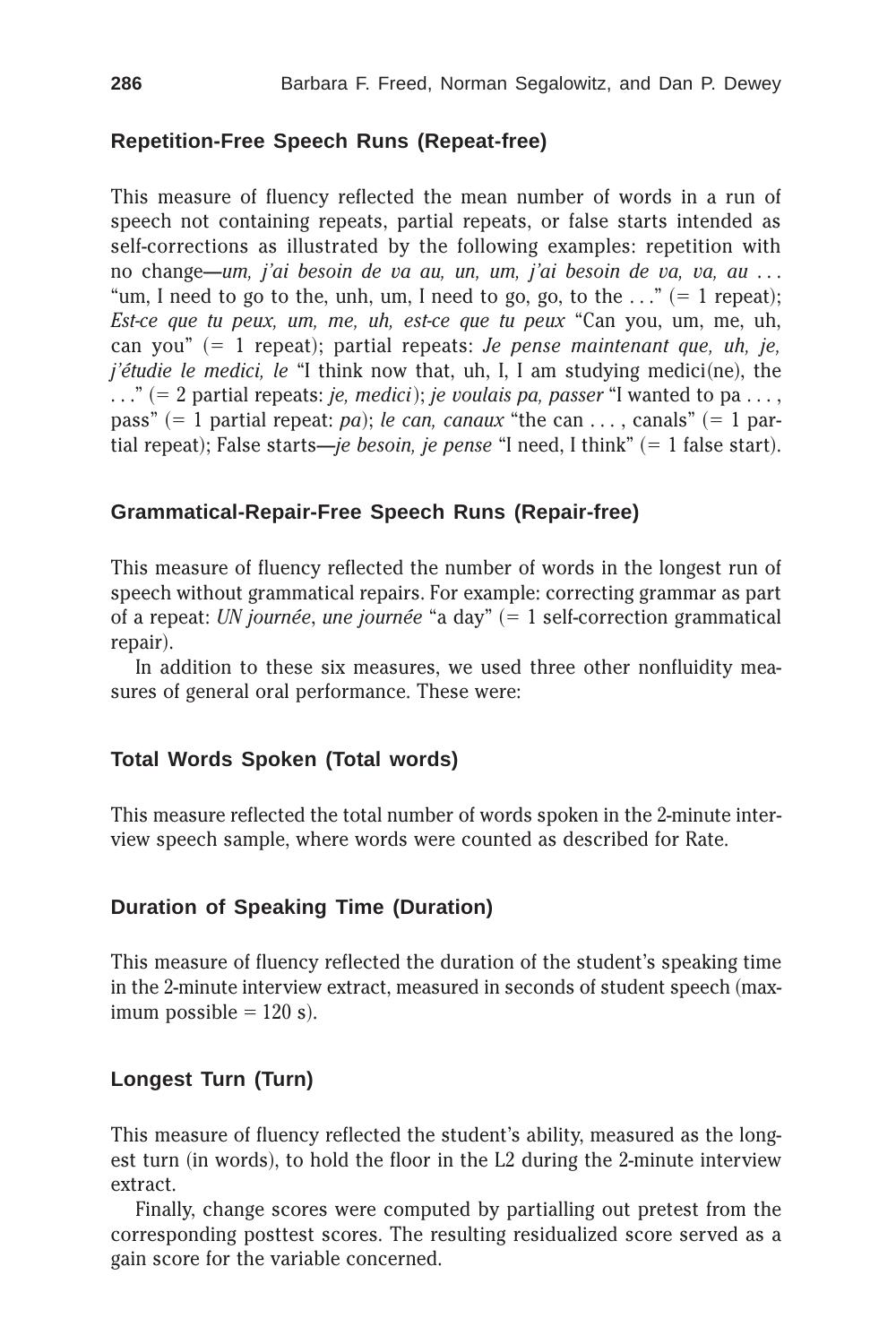### Repetition-Free Speech Runs (Repeat-free)

This measure of fluency reflected the mean number of words in a run of speech not containing repeats, partial repeats, or false starts intended as self-corrections as illustrated by the following examples: repetition with no change—*um, j'ai besoin de va au, un, um, j'ai besoin de va, va, au* . . . "um, I need to go to the, unh, um, I need to go, go, to the . . ." (= 1 repeat); *Est-ce que tu peux, um, me, uh, est-ce que tu peux* "Can you, um, me, uh, can you" (= 1 repeat); partial repeats: *Je pense maintenant que, uh, je, j'étudie le medici, le* "I think now that, uh, I, I am studying medici(ne), the . . ." (= 2 partial repeats: *je, medici*); *je voulais pa, passer* "I wanted to pa . . . , pass" (= 1 partial repeat: *pa*); *le can, canaux* "the can . . . , canals" (= 1 partial repeat); False starts—*je besoin, je pense* "I need, I think" (= 1 false start).

### Grammatical-Repair-Free Speech Runs (Repair-free)

This measure of fluency reflected the number of words in the longest run of speech without grammatical repairs. For example: correcting grammar as part of a repeat: *UN journée*, *une journée* "a day" (= 1 self-correction grammatical repair).

In addition to these six measures, we used three other nonfluidity measures of general oral performance. These were:

### Total Words Spoken (Total words)

This measure reflected the total number of words spoken in the 2-minute interview speech sample, where words were counted as described for Rate.

### Duration of Speaking Time (Duration)

This measure of fluency reflected the duration of the student's speaking time in the 2-minute interview extract, measured in seconds of student speech (maximum possible = 120 s).

### Longest Turn (Turn)

This measure of fluency reflected the student's ability, measured as the longest turn (in words), to hold the floor in the L2 during the 2-minute interview extract.

Finally, change scores were computed by partialling out pretest from the corresponding posttest scores. The resulting residualized score served as a gain score for the variable concerned.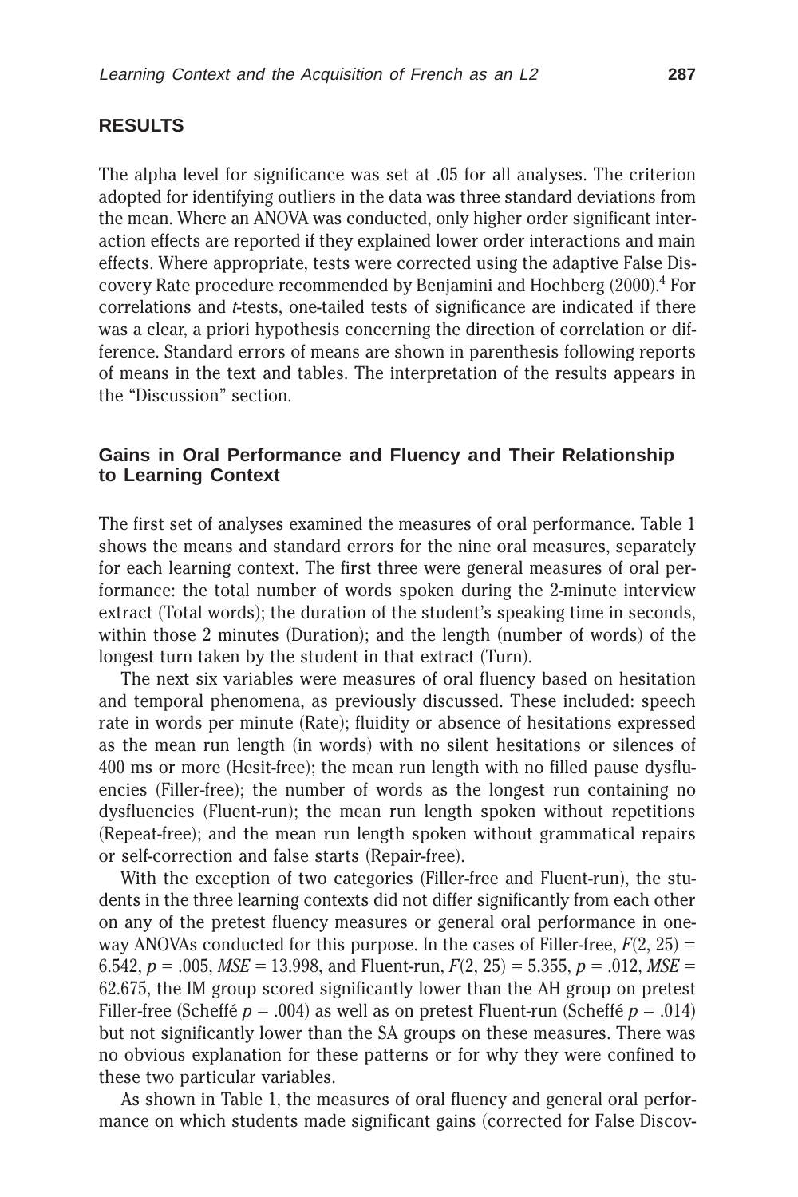## RESULTS

The alpha level for significance was set at .05 for all analyses. The criterion adopted for identifying outliers in the data was three standard deviations from the mean. Where an ANOVA was conducted, only higher order significant interaction effects are reported if they explained lower order interactions and main effects. Where appropriate, tests were corrected using the adaptive False Discovery Rate procedure recommended by Benjamini and Hochberg (2000).[4] For correlations and *t*-tests, one-tailed tests of significance are indicated if there was a clear, a priori hypothesis concerning the direction of correlation or difference. Standard errors of means are shown in parenthesis following reports of means in the text and tables. The interpretation of the results appears in the "Discussion" section.

### Gains in Oral Performance and Fluency and Their Relationship to Learning Context

The first set of analyses examined the measures of oral performance. Table 1 shows the means and standard errors for the nine oral measures, separately for each learning context. The first three were general measures of oral performance: the total number of words spoken during the 2-minute interview extract (Total words); the duration of the student's speaking time in seconds, within those 2 minutes (Duration); and the length (number of words) of the longest turn taken by the student in that extract (Turn).

The next six variables were measures of oral fluency based on hesitation and temporal phenomena, as previously discussed. These included: speech rate in words per minute (Rate); fluidity or absence of hesitations expressed as the mean run length (in words) with no silent hesitations or silences of 400 ms or more (Hesit-free); the mean run length with no filled pause dysfluencies (Filler-free); the number of words as the longest run containing no dysfluencies (Fluent-run); the mean run length spoken without repetitions (Repeat-free); and the mean run length spoken without grammatical repairs or self-correction and false starts (Repair-free).

With the exception of two categories (Filler-free and Fluent-run), the students in the three learning contexts did not differ significantly from each other on any of the pretest fluency measures or general oral performance in one-way ANOVAs conducted for this purpose. In the cases of Filler-free, $F(2, 25) = 6.542$, $p = .005$, $MSE = 13.998$, and Fluent-run, $F(2, 25) = 5.355$, $p = .012$, $MSE = 62.675$, the IM group scored significantly lower than the AH group on pretest Filler-free (Scheffé $p = .004$) as well as on pretest Fluent-run (Scheffé $p = .014$) but not significantly lower than the SA groups on these measures. There was no obvious explanation for these patterns or for why they were confined to these two particular variables.

As shown in Table 1, the measures of oral fluency and general oral performance on which students made significant gains (corrected for False Discov-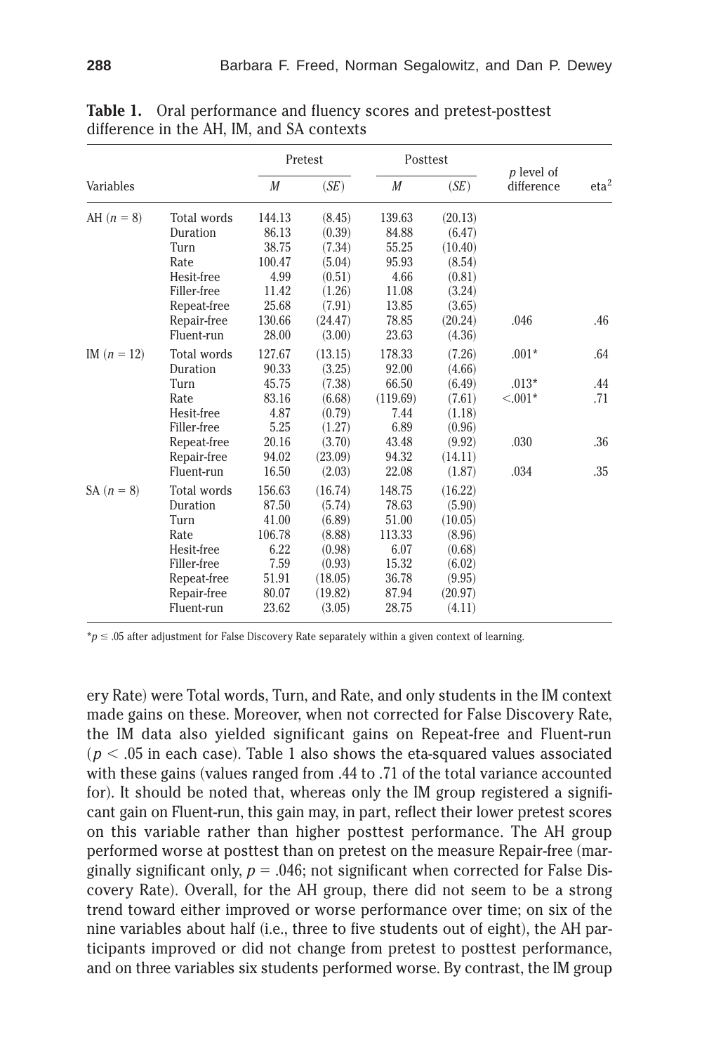**Table 1.** Oral performance and fluency scores and pretest-posttest difference in the AH, IM, and SA contexts

| Variables | | Pretest | | Posttest | | *p* level of difference | eta$^2$ |
|---|---|---|---|---|---|---|---|
| | | *M* | (*SE*) | *M* | (*SE*) | | |
| AH ($n = 8$) | Total words | 144.13 | (8.45) | 139.63 | (20.13) | | |
| | Duration | 86.13 | (0.39) | 84.88 | (6.47) | | |
| | Turn | 38.75 | (7.34) | 55.25 | (10.40) | | |
| | Rate | 100.47 | (5.04) | 95.93 | (8.54) | | |
| | Hesit-free | 4.99 | (0.51) | 4.66 | (0.81) | | |
| | Filler-free | 11.42 | (1.26) | 11.08 | (3.24) | | |
| | Repeat-free | 25.68 | (7.91) | 13.85 | (3.65) | | |
| | Repair-free | 130.66 | (24.47) | 78.85 | (20.24) | .046 | .46 |
| | Fluent-run | 28.00 | (3.00) | 23.63 | (4.36) | | |
| IM ($n = 12$) | Total words | 127.67 | (13.15) | 178.33 | (7.26) | .001* | .64 |
| | Duration | 90.33 | (3.25) | 92.00 | (4.66) | | |
| | Turn | 45.75 | (7.38) | 66.50 | (6.49) | .013* | .44 |
| | Rate | 83.16 | (6.68) | (119.69) | (7.61) | <.001* | .71 |
| | Hesit-free | 4.87 | (0.79) | 7.44 | (1.18) | | |
| | Filler-free | 5.25 | (1.27) | 6.89 | (0.96) | | |
| | Repeat-free | 20.16 | (3.70) | 43.48 | (9.92) | .030 | .36 |
| | Repair-free | 94.02 | (23.09) | 94.32 | (14.11) | | |
| | Fluent-run | 16.50 | (2.03) | 22.08 | (1.87) | .034 | .35 |
| SA ($n = 8$) | Total words | 156.63 | (16.74) | 148.75 | (16.22) | | |
| | Duration | 87.50 | (5.74) | 78.63 | (5.90) | | |
| | Turn | 41.00 | (6.89) | 51.00 | (10.05) | | |
| | Rate | 106.78 | (8.88) | 113.33 | (8.96) | | |
| | Hesit-free | 6.22 | (0.98) | 6.07 | (0.68) | | |
| | Filler-free | 7.59 | (0.93) | 15.32 | (6.02) | | |
| | Repeat-free | 51.91 | (18.05) | 36.78 | (9.95) | | |
| | Repair-free | 80.07 | (19.82) | 87.94 | (20.97) | | |
| | Fluent-run | 23.62 | (3.05) | 28.75 | (4.11) | | |

*$p \leq .05$ after adjustment for False Discovery Rate separately within a given context of learning.

ery Rate) were Total words, Turn, and Rate, and only students in the IM context made gains on these. Moreover, when not corrected for False Discovery Rate, the IM data also yielded significant gains on Repeat-free and Fluent-run ($p < .05$ in each case). Table 1 also shows the eta-squared values associated with these gains (values ranged from .44 to .71 of the total variance accounted for). It should be noted that, whereas only the IM group registered a significant gain on Fluent-run, this gain may, in part, reflect their lower pretest scores on this variable rather than higher posttest performance. The AH group performed worse at posttest than on pretest on the measure Repair-free (marginally significant only, $p = .046$; not significant when corrected for False Discovery Rate). Overall, for the AH group, there did not seem to be a strong trend toward either improved or worse performance over time; on six of the nine variables about half (i.e., three to five students out of eight), the AH participants improved or did not change from pretest to posttest performance, and on three variables six students performed worse. By contrast, the IM group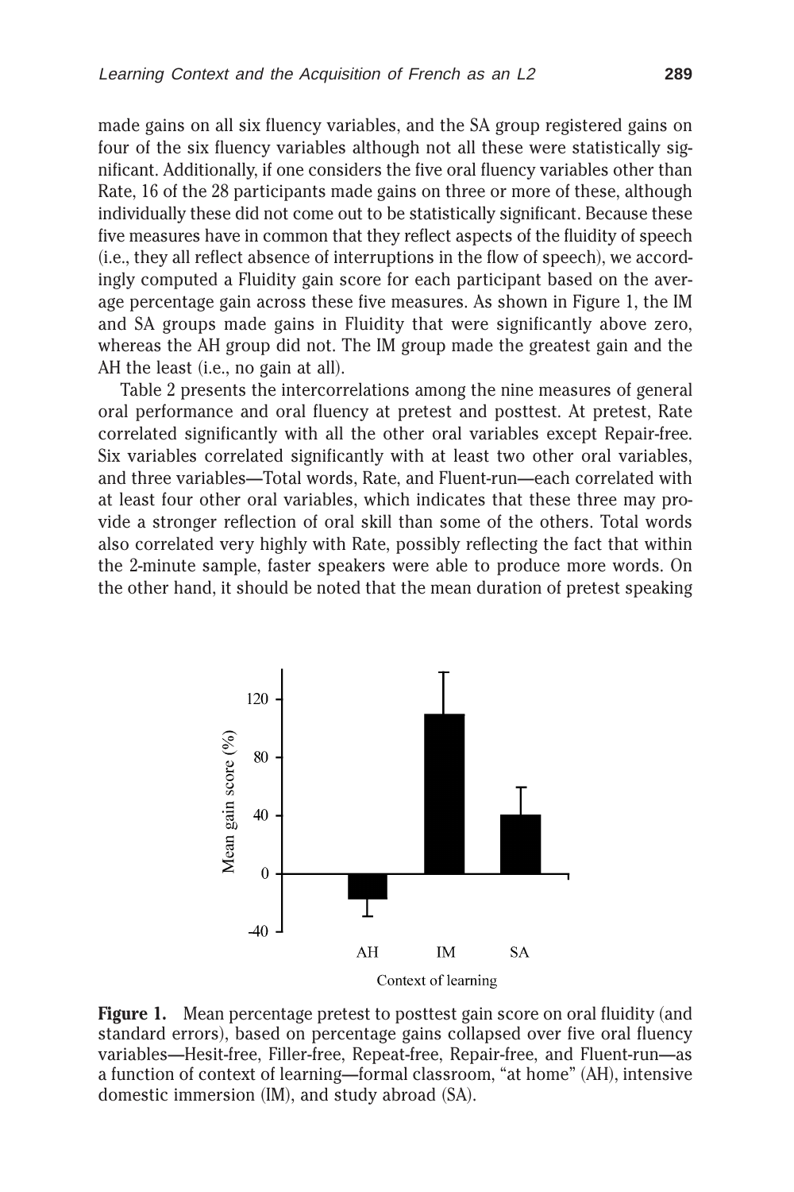made gains on all six fluency variables, and the SA group registered gains on four of the six fluency variables although not all these were statistically significant. Additionally, if one considers the five oral fluency variables other than Rate, 16 of the 28 participants made gains on three or more of these, although individually these did not come out to be statistically significant. Because these five measures have in common that they reflect aspects of the fluidity of speech (i.e., they all reflect absence of interruptions in the flow of speech), we accordingly computed a Fluidity gain score for each participant based on the average percentage gain across these five measures. As shown in Figure 1, the IM and SA groups made gains in Fluidity that were significantly above zero, whereas the AH group did not. The IM group made the greatest gain and the AH the least (i.e., no gain at all).

Table 2 presents the intercorrelations among the nine measures of general oral performance and oral fluency at pretest and posttest. At pretest, Rate correlated significantly with all the other oral variables except Repair-free. Six variables correlated significantly with at least two other oral variables, and three variables—Total words, Rate, and Fluent-run—each correlated with at least four other oral variables, which indicates that these three may provide a stronger reflection of oral skill than some of the others. Total words also correlated very highly with Rate, possibly reflecting the fact that within the 2-minute sample, faster speakers were able to produce more words. On the other hand, it should be noted that the mean duration of pretest speaking

**Figure 1.** Mean percentage pretest to posttest gain score on oral fluidity (and standard errors), based on percentage gains collapsed over five oral fluency variables—Hesit-free, Filler-free, Repeat-free, Repair-free, and Fluent-run—as a function of context of learning—formal classroom, "at home" (AH), intensive domestic immersion (IM), and study abroad (SA).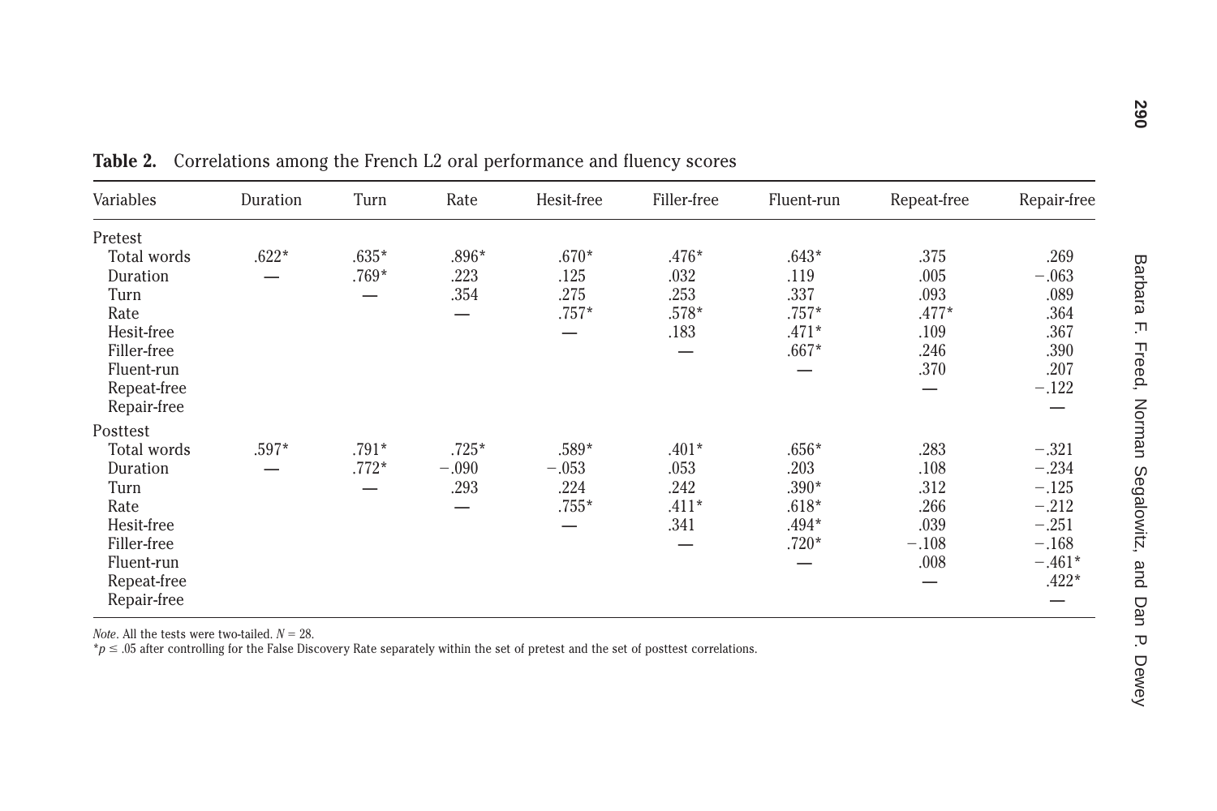**Table 2.** Correlations among the French L2 oral performance and fluency scores

| Variables | Duration | Turn | Rate | Hesit-free | Filler-free | Fluent-run | Repeat-free | Repair-free |
|---|---|---|---|---|---|---|---|---|
| Pretest | | | | | | | | |
| Total words | .622* | .635* | .896* | .670* | .476* | .643* | .375 | .269 |
| Duration | — | .769* | .223 | .125 | .032 | .119 | .005 | −.063 |
| Turn | | — | .354 | .275 | .253 | .337 | .093 | .089 |
| Rate | | | — | .757* | .578* | .757* | .477* | .364 |
| Hesit-free | | | | — | .183 | .471* | .109 | .367 |
| Filler-free | | | | | — | .667* | .246 | .390 |
| Fluent-run | | | | | | — | .370 | .207 |
| Repeat-free | | | | | | | — | −.122 |
| Repair-free | | | | | | | | — |
| Posttest | | | | | | | | |
| Total words | .597* | .791* | .725* | .589* | .401* | .656* | .283 | −.321 |
| Duration | — | .772* | −.090 | −.053 | .053 | .203 | .108 | −.234 |
| Turn | | — | .293 | .224 | .242 | .390* | .312 | −.125 |
| Rate | | | — | .755* | .411* | .618* | .266 | −.212 |
| Hesit-free | | | | — | .341 | .494* | .039 | −.251 |
| Filler-free | | | | | — | .720* | −.108 | −.168 |
| Fluent-run | | | | | | — | .008 | −.461* |
| Repeat-free | | | | | | | — | .422* |
| Repair-free | | | | | | | | — |

*Note*. All the tests were two-tailed. $N = 28$.

*$p \leq .05$ after controlling for the False Discovery Rate separately within the set of pretest and the set of posttest correlations.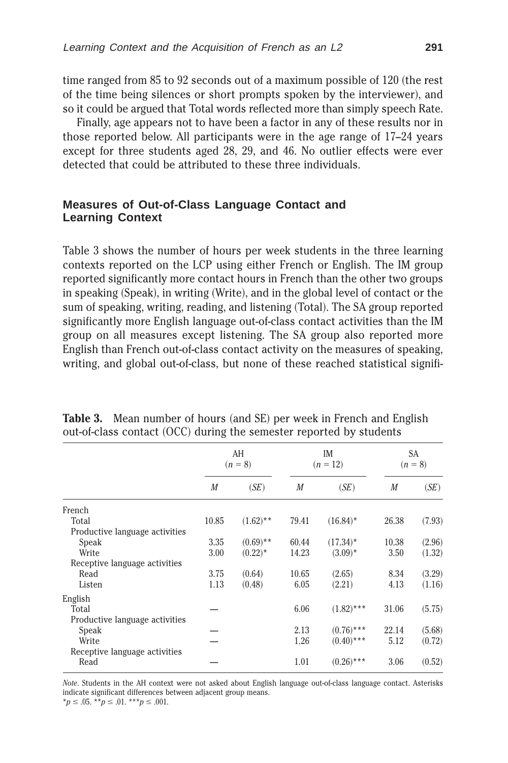time ranged from 85 to 92 seconds out of a maximum possible of 120 (the rest of the time being silences or short prompts spoken by the interviewer), and so it could be argued that Total words reflected more than simply speech Rate.

Finally, age appears not to have been a factor in any of these results nor in those reported below. All participants were in the age range of 17–24 years except for three students aged 28, 29, and 46. No outlier effects were ever detected that could be attributed to these three individuals.

## Measures of Out-of-Class Language Contact and Learning Context

Table 3 shows the number of hours per week students in the three learning contexts reported on the LCP using either French or English. The IM group reported significantly more contact hours in French than the other two groups in speaking (Speak), in writing (Write), and in the global level of contact or the sum of speaking, writing, reading, and listening (Total). The SA group reported significantly more English language out-of-class contact activities than the IM group on all measures except listening. The SA group also reported more English than French out-of-class contact activity on the measures of speaking, writing, and global out-of-class, but none of these reached statistical signifi-

**Table 3.** Mean number of hours (and SE) per week in French and English out-of-class contact (OCC) during the semester reported by students

| | AH ($n$ = 8) | | IM ($n$ = 12) | | SA ($n$ = 8) | |
|---|---|---|---|---|---|---|
| | *M* | (*SE*) | *M* | (*SE*) | *M* | (*SE*) |
| French | | | | | | |
| Total | 10.85 | (1.62)** | 79.41 | (16.84)* | 26.38 | (7.93) |
| Productive language activities | | | | | | |
| Speak | 3.35 | (0.69)** | 60.44 | (17.34)* | 10.38 | (2.96) |
| Write | 3.00 | (0.22)* | 14.23 | (3.09)* | 3.50 | (1.32) |
| Receptive language activities | | | | | | |
| Read | 3.75 | (0.64) | 10.65 | (2.65) | 8.34 | (3.29) |
| Listen | 1.13 | (0.48) | 6.05 | (2.21) | 4.13 | (1.16) |
| English | | | | | | |
| Total | — | | 6.06 | (1.82)*** | 31.06 | (5.75) |
| Productive language activities | | | | | | |
| Speak | — | | 2.13 | (0.76)*** | 22.14 | (5.68) |
| Write | — | | 1.26 | (0.40)*** | 5.12 | (0.72) |
| Receptive language activities | | | | | | |
| Read | — | | 1.01 | (0.26)*** | 3.06 | (0.52) |

*Note*. Students in the AH context were not asked about English language out-of-class language contact. Asterisks indicate significant differences between adjacent group means.
*$p \leq .05$. **$p \leq .01$. ***$p \leq .001$.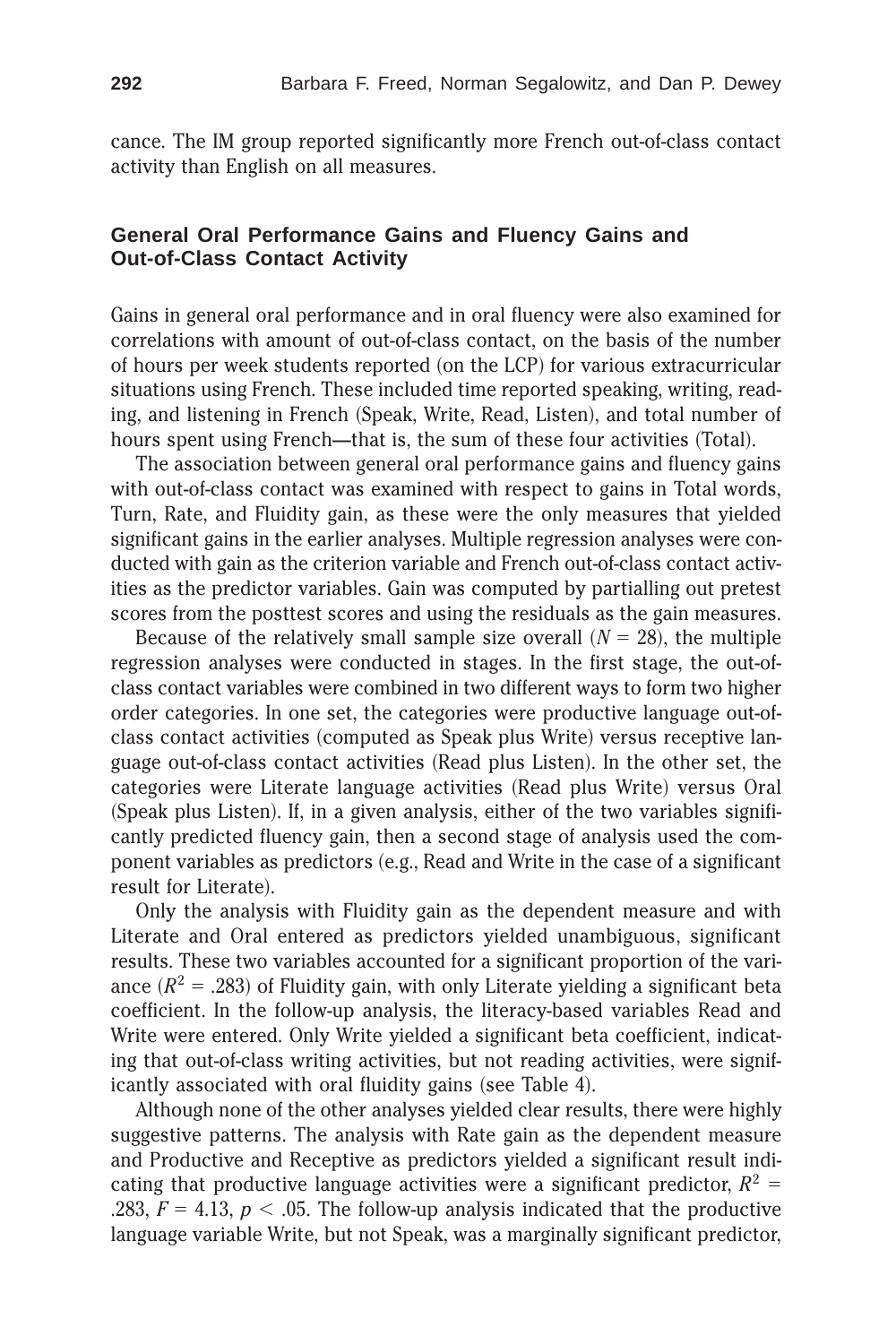cance. The IM group reported significantly more French out-of-class contact activity than English on all measures.

### General Oral Performance Gains and Fluency Gains and Out-of-Class Contact Activity

Gains in general oral performance and in oral fluency were also examined for correlations with amount of out-of-class contact, on the basis of the number of hours per week students reported (on the LCP) for various extracurricular situations using French. These included time reported speaking, writing, reading, and listening in French (Speak, Write, Read, Listen), and total number of hours spent using French—that is, the sum of these four activities (Total).

The association between general oral performance gains and fluency gains with out-of-class contact was examined with respect to gains in Total words, Turn, Rate, and Fluidity gain, as these were the only measures that yielded significant gains in the earlier analyses. Multiple regression analyses were conducted with gain as the criterion variable and French out-of-class contact activities as the predictor variables. Gain was computed by partialling out pretest scores from the posttest scores and using the residuals as the gain measures.

Because of the relatively small sample size overall ($N = 28$), the multiple regression analyses were conducted in stages. In the first stage, the out-of-class contact variables were combined in two different ways to form two higher order categories. In one set, the categories were productive language out-of-class contact activities (computed as Speak plus Write) versus receptive language out-of-class contact activities (Read plus Listen). In the other set, the categories were Literate language activities (Read plus Write) versus Oral (Speak plus Listen). If, in a given analysis, either of the two variables significantly predicted fluency gain, then a second stage of analysis used the component variables as predictors (e.g., Read and Write in the case of a significant result for Literate).

Only the analysis with Fluidity gain as the dependent measure and with Literate and Oral entered as predictors yielded unambiguous, significant results. These two variables accounted for a significant proportion of the variance ($R^2 = .283$) of Fluidity gain, with only Literate yielding a significant beta coefficient. In the follow-up analysis, the literacy-based variables Read and Write were entered. Only Write yielded a significant beta coefficient, indicating that out-of-class writing activities, but not reading activities, were significantly associated with oral fluidity gains (see Table 4).

Although none of the other analyses yielded clear results, there were highly suggestive patterns. The analysis with Rate gain as the dependent measure and Productive and Receptive as predictors yielded a significant result indicating that productive language activities were a significant predictor, $R^2 = .283$, $F = 4.13$, $p < .05$. The follow-up analysis indicated that the productive language variable Write, but not Speak, was a marginally significant predictor,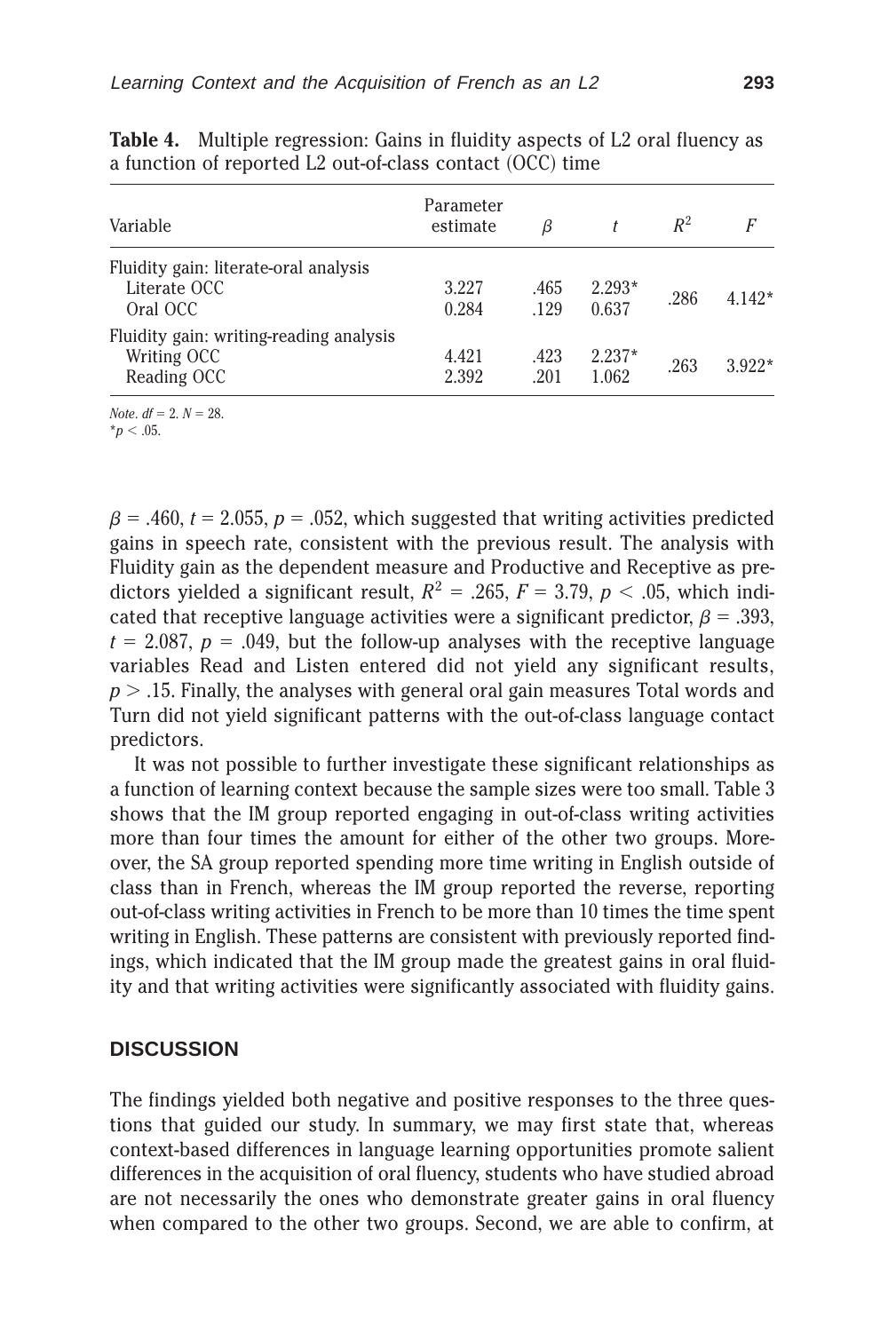**Table 4.** Multiple regression: Gains in fluidity aspects of L2 oral fluency as a function of reported L2 out-of-class contact (OCC) time

| Variable | Parameter estimate | $\beta$ | $t$ | $R^2$ | $F$ |
|---|---|---|---|---|---|
| Fluidity gain: literate-oral analysis | | | | | |
| Literate OCC | 3.227 | .465 | 2.293* | .286 | 4.142* |
| Oral OCC | 0.284 | .129 | 0.637 | | |
| Fluidity gain: writing-reading analysis | | | | | |
| Writing OCC | 4.421 | .423 | 2.237* | .263 | 3.922* |
| Reading OCC | 2.392 | .201 | 1.062 | | |

*Note.* $df = 2$. $N = 28$.
$^*p < .05$.

$\beta = .460$, $t = 2.055$, $p = .052$, which suggested that writing activities predicted gains in speech rate, consistent with the previous result. The analysis with Fluidity gain as the dependent measure and Productive and Receptive as predictors yielded a significant result, $R^2 = .265$, $F = 3.79$, $p < .05$, which indicated that receptive language activities were a significant predictor, $\beta = .393$, $t = 2.087$, $p = .049$, but the follow-up analyses with the receptive language variables Read and Listen entered did not yield any significant results, $p > .15$. Finally, the analyses with general oral gain measures Total words and Turn did not yield significant patterns with the out-of-class language contact predictors.

It was not possible to further investigate these significant relationships as a function of learning context because the sample sizes were too small. Table 3 shows that the IM group reported engaging in out-of-class writing activities more than four times the amount for either of the other two groups. Moreover, the SA group reported spending more time writing in English outside of class than in French, whereas the IM group reported the reverse, reporting out-of-class writing activities in French to be more than 10 times the time spent writing in English. These patterns are consistent with previously reported findings, which indicated that the IM group made the greatest gains in oral fluidity and that writing activities were significantly associated with fluidity gains.

## DISCUSSION

The findings yielded both negative and positive responses to the three questions that guided our study. In summary, we may first state that, whereas context-based differences in language learning opportunities promote salient differences in the acquisition of oral fluency, students who have studied abroad are not necessarily the ones who demonstrate greater gains in oral fluency when compared to the other two groups. Second, we are able to confirm, at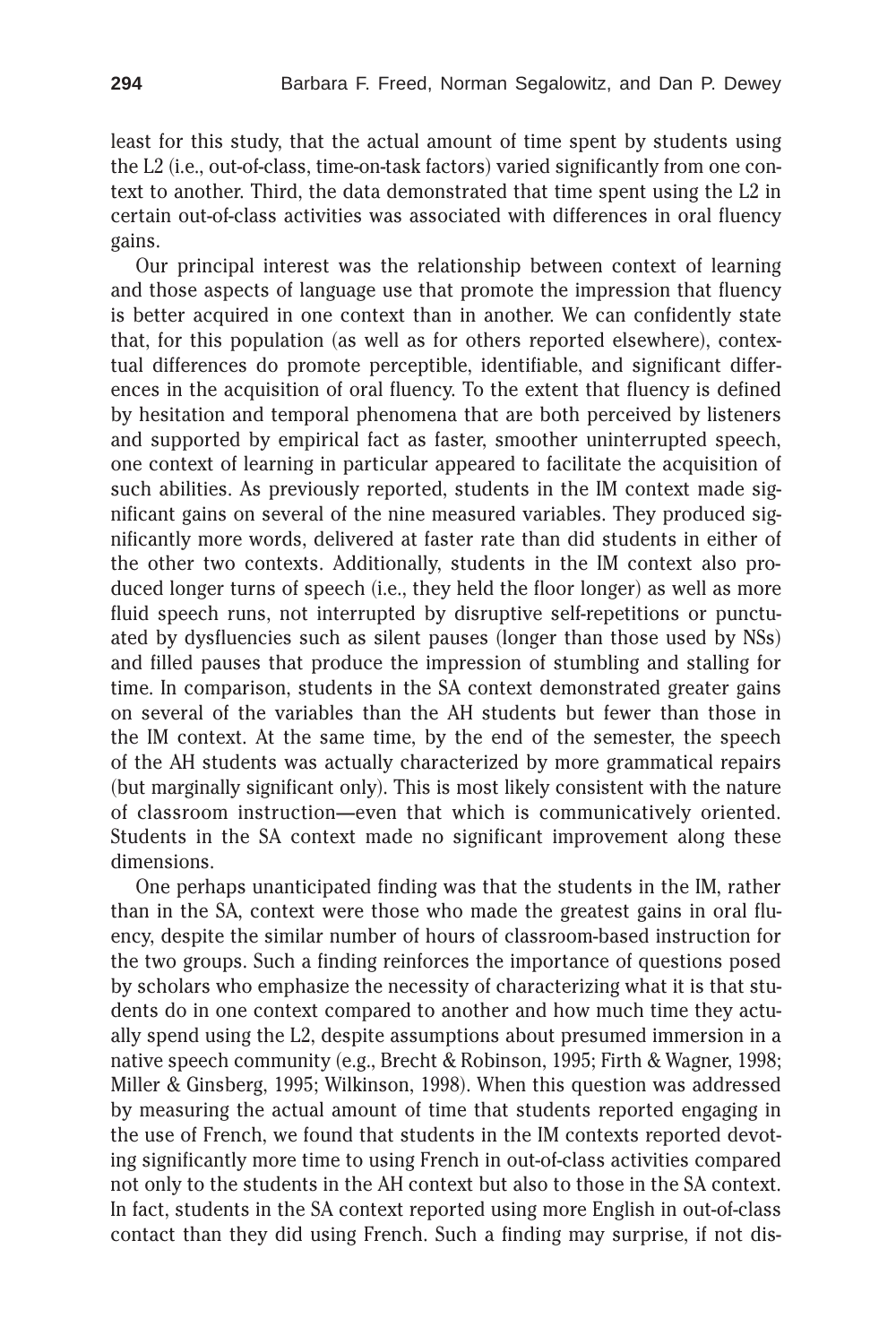least for this study, that the actual amount of time spent by students using the L2 (i.e., out-of-class, time-on-task factors) varied significantly from one context to another. Third, the data demonstrated that time spent using the L2 in certain out-of-class activities was associated with differences in oral fluency gains.

Our principal interest was the relationship between context of learning and those aspects of language use that promote the impression that fluency is better acquired in one context than in another. We can confidently state that, for this population (as well as for others reported elsewhere), contextual differences do promote perceptible, identifiable, and significant differences in the acquisition of oral fluency. To the extent that fluency is defined by hesitation and temporal phenomena that are both perceived by listeners and supported by empirical fact as faster, smoother uninterrupted speech, one context of learning in particular appeared to facilitate the acquisition of such abilities. As previously reported, students in the IM context made significant gains on several of the nine measured variables. They produced significantly more words, delivered at faster rate than did students in either of the other two contexts. Additionally, students in the IM context also produced longer turns of speech (i.e., they held the floor longer) as well as more fluid speech runs, not interrupted by disruptive self-repetitions or punctuated by dysfluencies such as silent pauses (longer than those used by NSs) and filled pauses that produce the impression of stumbling and stalling for time. In comparison, students in the SA context demonstrated greater gains on several of the variables than the AH students but fewer than those in the IM context. At the same time, by the end of the semester, the speech of the AH students was actually characterized by more grammatical repairs (but marginally significant only). This is most likely consistent with the nature of classroom instruction—even that which is communicatively oriented. Students in the SA context made no significant improvement along these dimensions.

One perhaps unanticipated finding was that the students in the IM, rather than in the SA, context were those who made the greatest gains in oral fluency, despite the similar number of hours of classroom-based instruction for the two groups. Such a finding reinforces the importance of questions posed by scholars who emphasize the necessity of characterizing what it is that students do in one context compared to another and how much time they actually spend using the L2, despite assumptions about presumed immersion in a native speech community (e.g., Brecht & Robinson, 1995; Firth & Wagner, 1998; Miller & Ginsberg, 1995; Wilkinson, 1998). When this question was addressed by measuring the actual amount of time that students reported engaging in the use of French, we found that students in the IM contexts reported devoting significantly more time to using French in out-of-class activities compared not only to the students in the AH context but also to those in the SA context. In fact, students in the SA context reported using more English in out-of-class contact than they did using French. Such a finding may surprise, if not dis-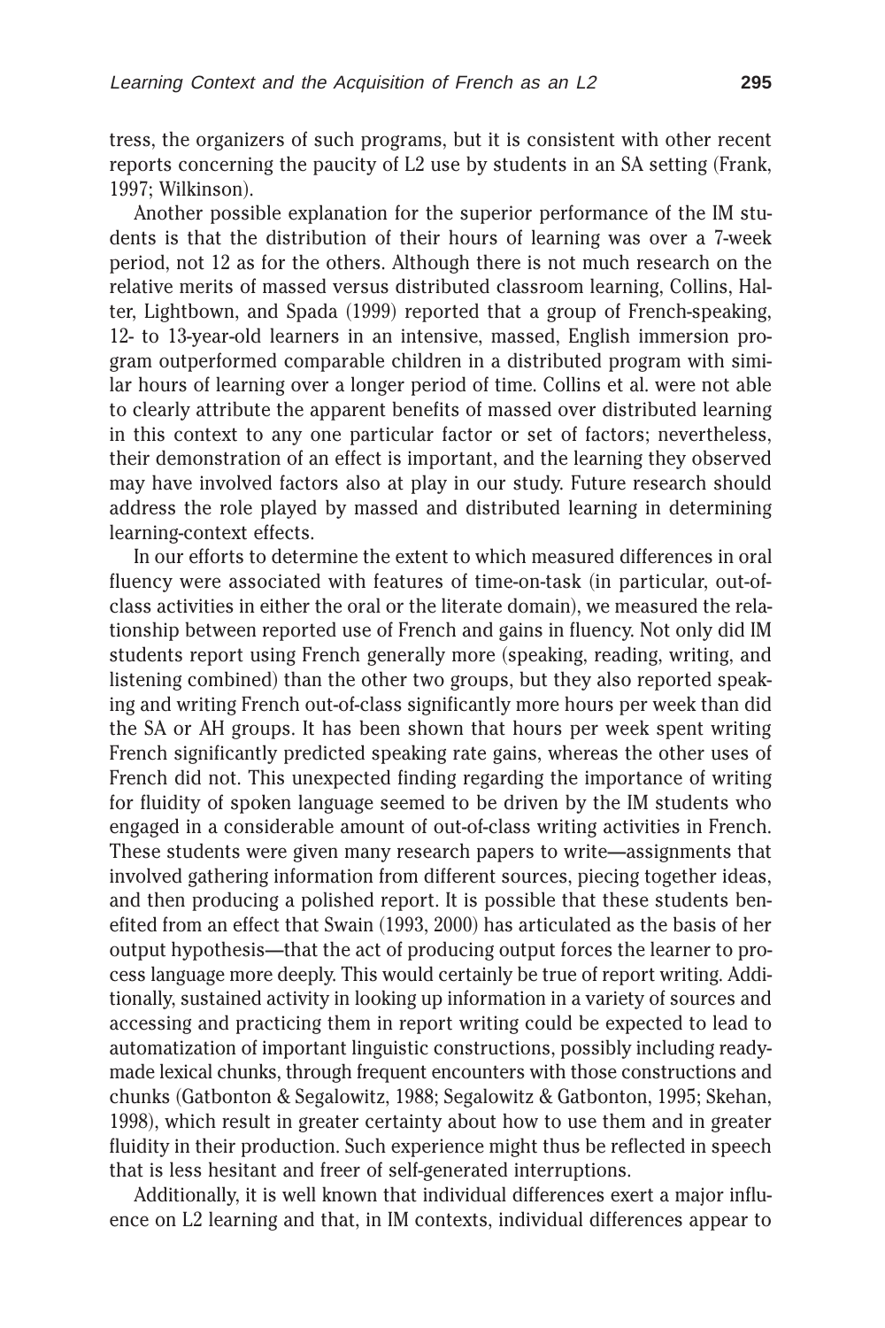tress, the organizers of such programs, but it is consistent with other recent reports concerning the paucity of L2 use by students in an SA setting (Frank, 1997; Wilkinson).

Another possible explanation for the superior performance of the IM students is that the distribution of their hours of learning was over a 7-week period, not 12 as for the others. Although there is not much research on the relative merits of massed versus distributed classroom learning, Collins, Halter, Lightbown, and Spada (1999) reported that a group of French-speaking, 12- to 13-year-old learners in an intensive, massed, English immersion program outperformed comparable children in a distributed program with similar hours of learning over a longer period of time. Collins et al. were not able to clearly attribute the apparent benefits of massed over distributed learning in this context to any one particular factor or set of factors; nevertheless, their demonstration of an effect is important, and the learning they observed may have involved factors also at play in our study. Future research should address the role played by massed and distributed learning in determining learning-context effects.

In our efforts to determine the extent to which measured differences in oral fluency were associated with features of time-on-task (in particular, out-of-class activities in either the oral or the literate domain), we measured the relationship between reported use of French and gains in fluency. Not only did IM students report using French generally more (speaking, reading, writing, and listening combined) than the other two groups, but they also reported speaking and writing French out-of-class significantly more hours per week than did the SA or AH groups. It has been shown that hours per week spent writing French significantly predicted speaking rate gains, whereas the other uses of French did not. This unexpected finding regarding the importance of writing for fluidity of spoken language seemed to be driven by the IM students who engaged in a considerable amount of out-of-class writing activities in French. These students were given many research papers to write—assignments that involved gathering information from different sources, piecing together ideas, and then producing a polished report. It is possible that these students benefited from an effect that Swain (1993, 2000) has articulated as the basis of her output hypothesis—that the act of producing output forces the learner to process language more deeply. This would certainly be true of report writing. Additionally, sustained activity in looking up information in a variety of sources and accessing and practicing them in report writing could be expected to lead to automatization of important linguistic constructions, possibly including ready-made lexical chunks, through frequent encounters with those constructions and chunks (Gatbonton & Segalowitz, 1988; Segalowitz & Gatbonton, 1995; Skehan, 1998), which result in greater certainty about how to use them and in greater fluidity in their production. Such experience might thus be reflected in speech that is less hesitant and freer of self-generated interruptions.

Additionally, it is well known that individual differences exert a major influence on L2 learning and that, in IM contexts, individual differences appear to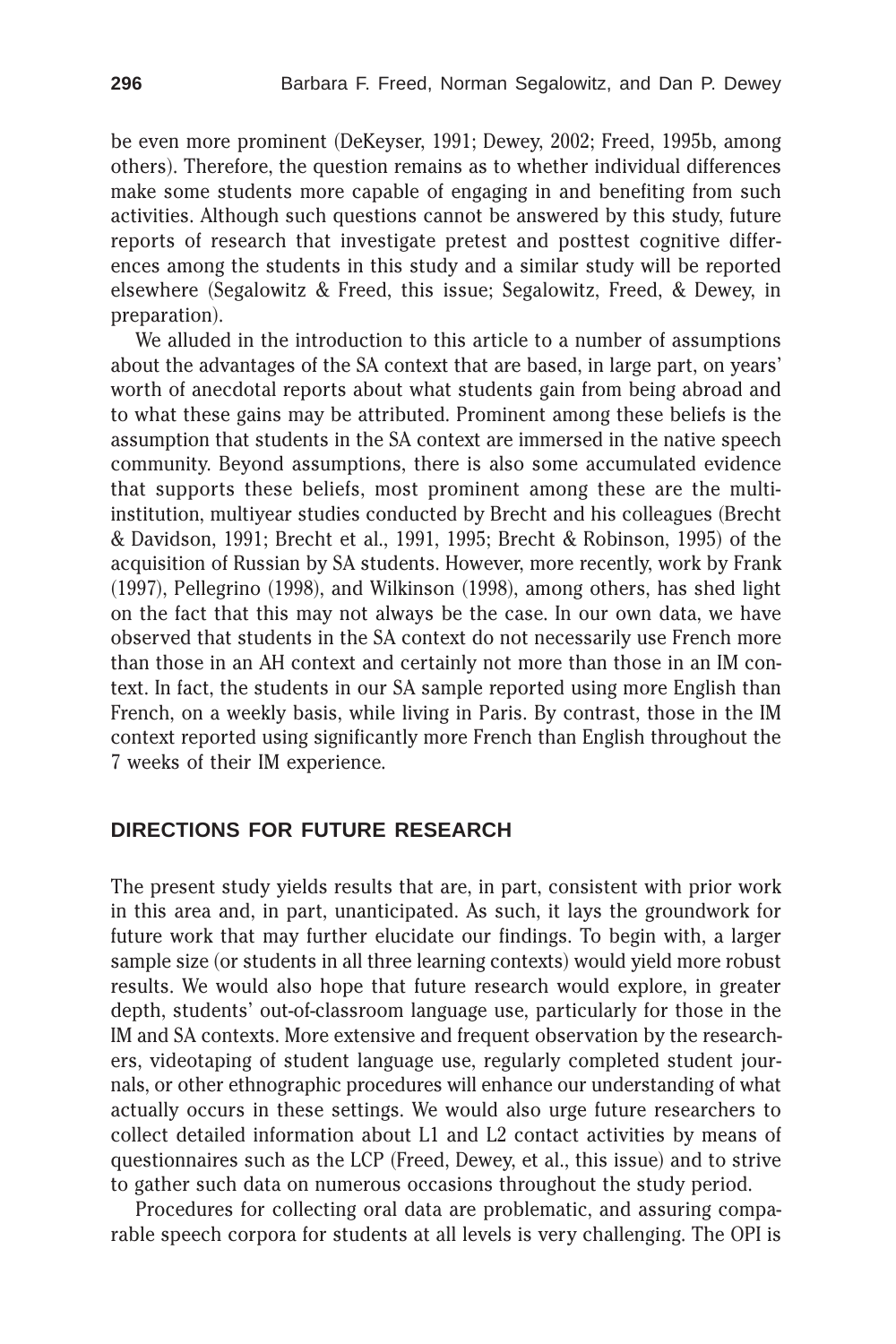be even more prominent (DeKeyser, 1991; Dewey, 2002; Freed, 1995b, among others). Therefore, the question remains as to whether individual differences make some students more capable of engaging in and benefiting from such activities. Although such questions cannot be answered by this study, future reports of research that investigate pretest and posttest cognitive differences among the students in this study and a similar study will be reported elsewhere (Segalowitz & Freed, this issue; Segalowitz, Freed, & Dewey, in preparation).

We alluded in the introduction to this article to a number of assumptions about the advantages of the SA context that are based, in large part, on years' worth of anecdotal reports about what students gain from being abroad and to what these gains may be attributed. Prominent among these beliefs is the assumption that students in the SA context are immersed in the native speech community. Beyond assumptions, there is also some accumulated evidence that supports these beliefs, most prominent among these are the multi-institution, multiyear studies conducted by Brecht and his colleagues (Brecht & Davidson, 1991; Brecht et al., 1991, 1995; Brecht & Robinson, 1995) of the acquisition of Russian by SA students. However, more recently, work by Frank (1997), Pellegrino (1998), and Wilkinson (1998), among others, has shed light on the fact that this may not always be the case. In our own data, we have observed that students in the SA context do not necessarily use French more than those in an AH context and certainly not more than those in an IM context. In fact, the students in our SA sample reported using more English than French, on a weekly basis, while living in Paris. By contrast, those in the IM context reported using significantly more French than English throughout the 7 weeks of their IM experience.

## DIRECTIONS FOR FUTURE RESEARCH

The present study yields results that are, in part, consistent with prior work in this area and, in part, unanticipated. As such, it lays the groundwork for future work that may further elucidate our findings. To begin with, a larger sample size (or students in all three learning contexts) would yield more robust results. We would also hope that future research would explore, in greater depth, students' out-of-classroom language use, particularly for those in the IM and SA contexts. More extensive and frequent observation by the researchers, videotaping of student language use, regularly completed student journals, or other ethnographic procedures will enhance our understanding of what actually occurs in these settings. We would also urge future researchers to collect detailed information about L1 and L2 contact activities by means of questionnaires such as the LCP (Freed, Dewey, et al., this issue) and to strive to gather such data on numerous occasions throughout the study period.

Procedures for collecting oral data are problematic, and assuring comparable speech corpora for students at all levels is very challenging. The OPI is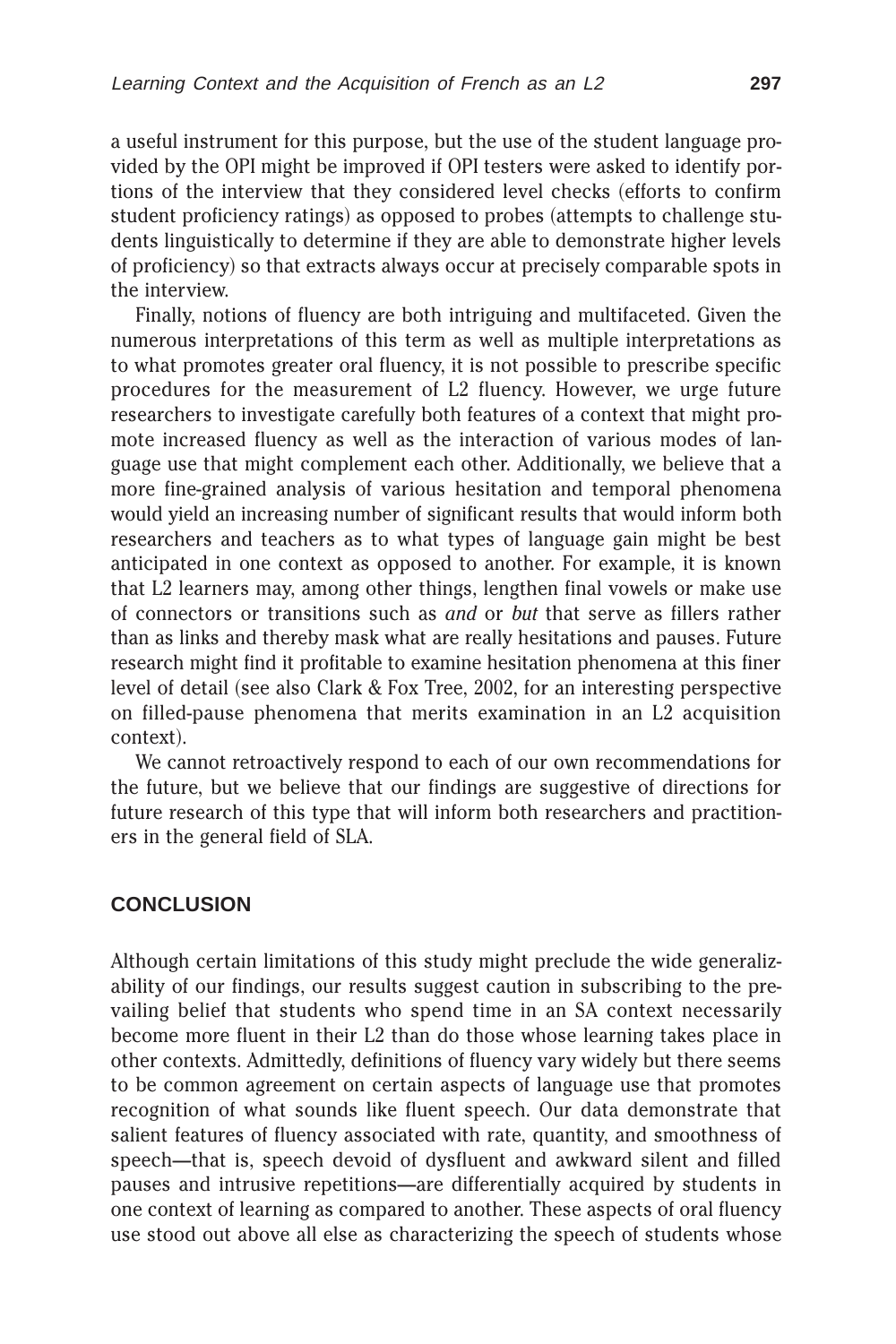a useful instrument for this purpose, but the use of the student language provided by the OPI might be improved if OPI testers were asked to identify portions of the interview that they considered level checks (efforts to confirm student proficiency ratings) as opposed to probes (attempts to challenge students linguistically to determine if they are able to demonstrate higher levels of proficiency) so that extracts always occur at precisely comparable spots in the interview.

Finally, notions of fluency are both intriguing and multifaceted. Given the numerous interpretations of this term as well as multiple interpretations as to what promotes greater oral fluency, it is not possible to prescribe specific procedures for the measurement of L2 fluency. However, we urge future researchers to investigate carefully both features of a context that might promote increased fluency as well as the interaction of various modes of language use that might complement each other. Additionally, we believe that a more fine-grained analysis of various hesitation and temporal phenomena would yield an increasing number of significant results that would inform both researchers and teachers as to what types of language gain might be best anticipated in one context as opposed to another. For example, it is known that L2 learners may, among other things, lengthen final vowels or make use of connectors or transitions such as *and* or *but* that serve as fillers rather than as links and thereby mask what are really hesitations and pauses. Future research might find it profitable to examine hesitation phenomena at this finer level of detail (see also Clark & Fox Tree, 2002, for an interesting perspective on filled-pause phenomena that merits examination in an L2 acquisition context).

We cannot retroactively respond to each of our own recommendations for the future, but we believe that our findings are suggestive of directions for future research of this type that will inform both researchers and practitioners in the general field of SLA.

## CONCLUSION

Although certain limitations of this study might preclude the wide generalizability of our findings, our results suggest caution in subscribing to the prevailing belief that students who spend time in an SA context necessarily become more fluent in their L2 than do those whose learning takes place in other contexts. Admittedly, definitions of fluency vary widely but there seems to be common agreement on certain aspects of language use that promotes recognition of what sounds like fluent speech. Our data demonstrate that salient features of fluency associated with rate, quantity, and smoothness of speech—that is, speech devoid of dysfluent and awkward silent and filled pauses and intrusive repetitions—are differentially acquired by students in one context of learning as compared to another. These aspects of oral fluency use stood out above all else as characterizing the speech of students whose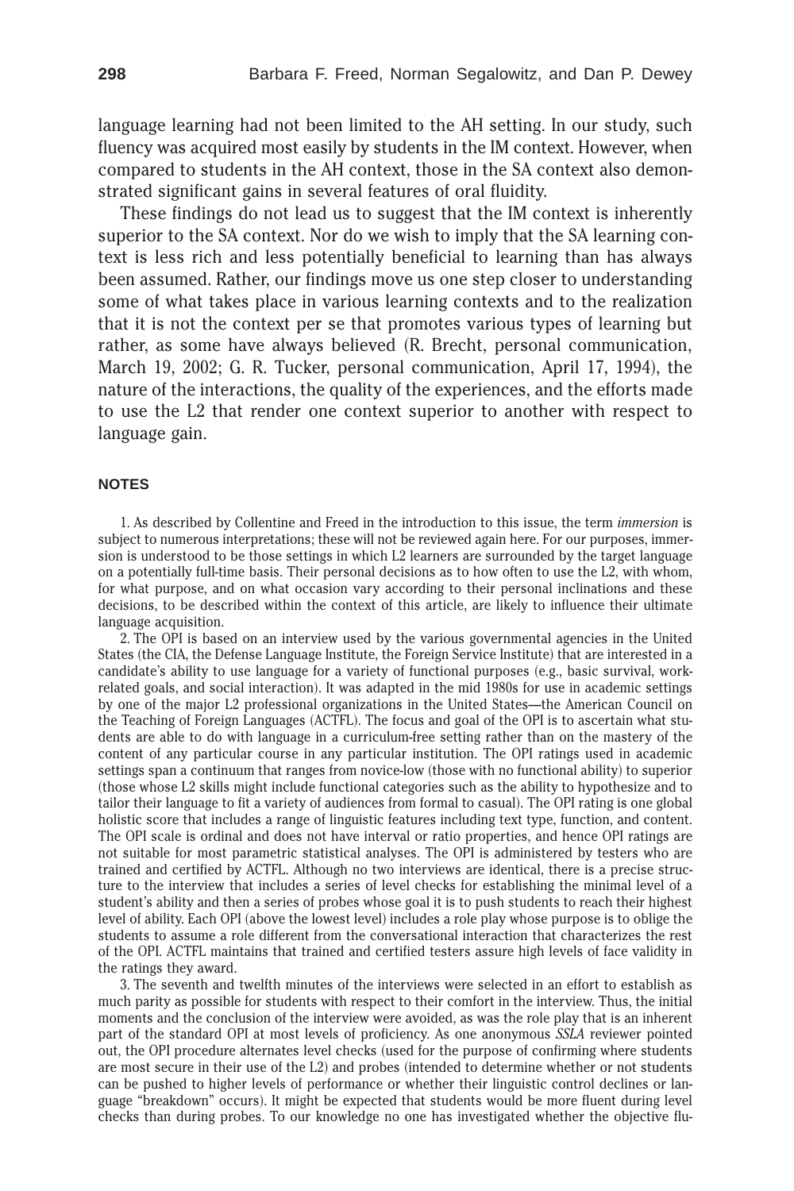language learning had not been limited to the AH setting. In our study, such fluency was acquired most easily by students in the IM context. However, when compared to students in the AH context, those in the SA context also demonstrated significant gains in several features of oral fluidity.

These findings do not lead us to suggest that the IM context is inherently superior to the SA context. Nor do we wish to imply that the SA learning context is less rich and less potentially beneficial to learning than has always been assumed. Rather, our findings move us one step closer to understanding some of what takes place in various learning contexts and to the realization that it is not the context per se that promotes various types of learning but rather, as some have always believed (R. Brecht, personal communication, March 19, 2002; G. R. Tucker, personal communication, April 17, 1994), the nature of the interactions, the quality of the experiences, and the efforts made to use the L2 that render one context superior to another with respect to language gain.

## NOTES

1. As described by Collentine and Freed in the introduction to this issue, the term *immersion* is subject to numerous interpretations; these will not be reviewed again here. For our purposes, immersion is understood to be those settings in which L2 learners are surrounded by the target language on a potentially full-time basis. Their personal decisions as to how often to use the L2, with whom, for what purpose, and on what occasion vary according to their personal inclinations and these decisions, to be described within the context of this article, are likely to influence their ultimate language acquisition.

2. The OPI is based on an interview used by the various governmental agencies in the United States (the CIA, the Defense Language Institute, the Foreign Service Institute) that are interested in a candidate's ability to use language for a variety of functional purposes (e.g., basic survival, work-related goals, and social interaction). It was adapted in the mid 1980s for use in academic settings by one of the major L2 professional organizations in the United States—the American Council on the Teaching of Foreign Languages (ACTFL). The focus and goal of the OPI is to ascertain what students are able to do with language in a curriculum-free setting rather than on the mastery of the content of any particular course in any particular institution. The OPI ratings used in academic settings span a continuum that ranges from novice-low (those with no functional ability) to superior (those whose L2 skills might include functional categories such as the ability to hypothesize and to tailor their language to fit a variety of audiences from formal to casual). The OPI rating is one global holistic score that includes a range of linguistic features including text type, function, and content. The OPI scale is ordinal and does not have interval or ratio properties, and hence OPI ratings are not suitable for most parametric statistical analyses. The OPI is administered by testers who are trained and certified by ACTFL. Although no two interviews are identical, there is a precise structure to the interview that includes a series of level checks for establishing the minimal level of a student's ability and then a series of probes whose goal it is to push students to reach their highest level of ability. Each OPI (above the lowest level) includes a role play whose purpose is to oblige the students to assume a role different from the conversational interaction that characterizes the rest of the OPI. ACTFL maintains that trained and certified testers assure high levels of face validity in the ratings they award.

3. The seventh and twelfth minutes of the interviews were selected in an effort to establish as much parity as possible for students with respect to their comfort in the interview. Thus, the initial moments and the conclusion of the interview were avoided, as was the role play that is an inherent part of the standard OPI at most levels of proficiency. As one anonymous *SSLA* reviewer pointed out, the OPI procedure alternates level checks (used for the purpose of confirming where students are most secure in their use of the L2) and probes (intended to determine whether or not students can be pushed to higher levels of performance or whether their linguistic control declines or language "breakdown" occurs). It might be expected that students would be more fluent during level checks than during probes. To our knowledge no one has investigated whether the objective flu-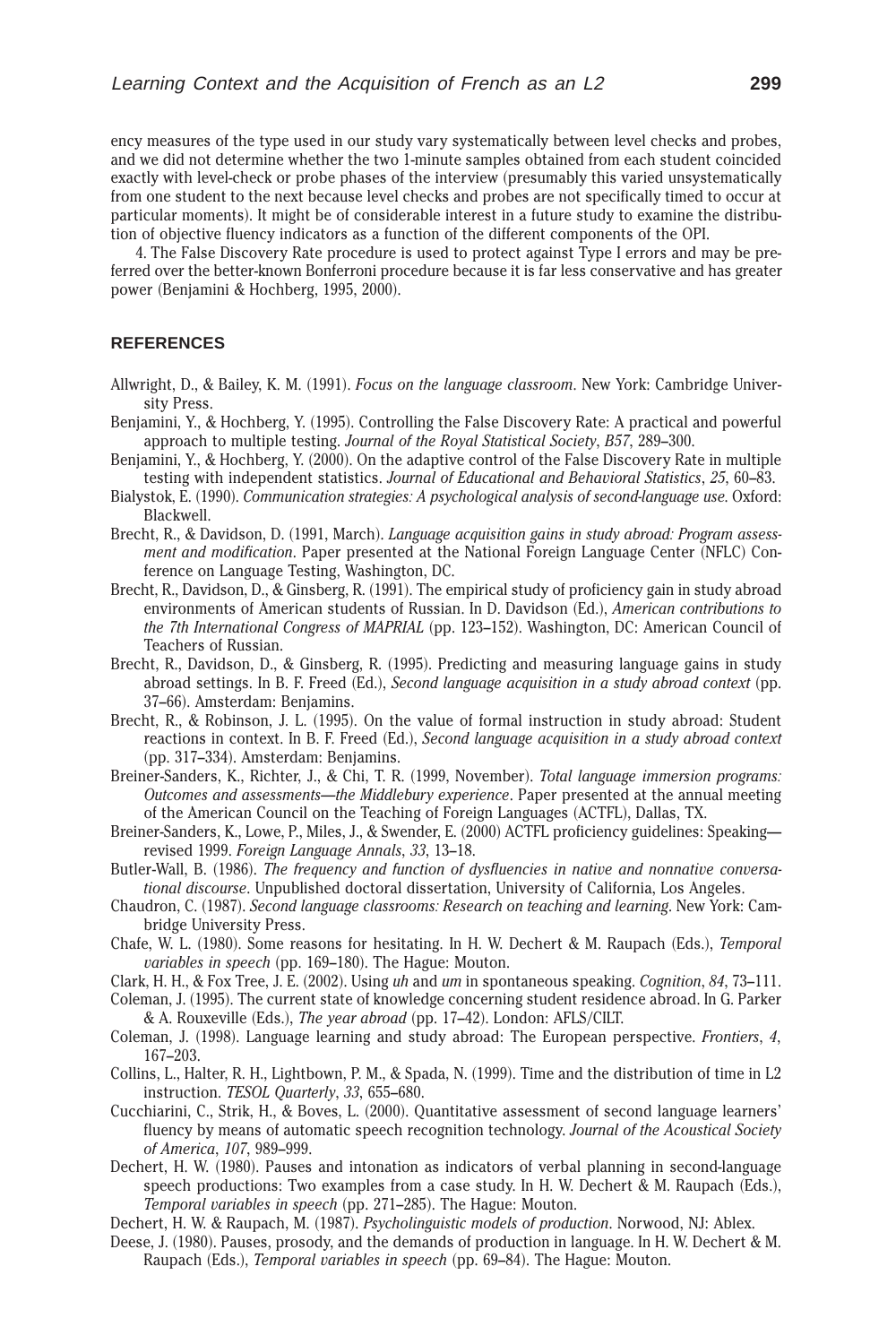ency measures of the type used in our study vary systematically between level checks and probes, and we did not determine whether the two 1-minute samples obtained from each student coincided exactly with level-check or probe phases of the interview (presumably this varied unsystematically from one student to the next because level checks and probes are not specifically timed to occur at particular moments). It might be of considerable interest in a future study to examine the distribution of objective fluency indicators as a function of the different components of the OPI.

4. The False Discovery Rate procedure is used to protect against Type I errors and may be preferred over the better-known Bonferroni procedure because it is far less conservative and has greater power (Benjamini & Hochberg, 1995, 2000).

## REFERENCES

Allwright, D., & Bailey, K. M. (1991). *Focus on the language classroom*. New York: Cambridge University Press.

Benjamini, Y., & Hochberg, Y. (1995). Controlling the False Discovery Rate: A practical and powerful approach to multiple testing. *Journal of the Royal Statistical Society*, *B57*, 289–300.

Benjamini, Y., & Hochberg, Y. (2000). On the adaptive control of the False Discovery Rate in multiple testing with independent statistics. *Journal of Educational and Behavioral Statistics*, *25*, 60–83.

Bialystok, E. (1990). *Communication strategies: A psychological analysis of second-language use*. Oxford: Blackwell.

Brecht, R., & Davidson, D. (1991, March). *Language acquisition gains in study abroad: Program assessment and modification*. Paper presented at the National Foreign Language Center (NFLC) Conference on Language Testing, Washington, DC.

Brecht, R., Davidson, D., & Ginsberg, R. (1991). The empirical study of proficiency gain in study abroad environments of American students of Russian. In D. Davidson (Ed.), *American contributions to the 7th International Congress of MAPRIAL* (pp. 123–152). Washington, DC: American Council of Teachers of Russian.

Brecht, R., Davidson, D., & Ginsberg, R. (1995). Predicting and measuring language gains in study abroad settings. In B. F. Freed (Ed.), *Second language acquisition in a study abroad context* (pp. 37–66). Amsterdam: Benjamins.

Brecht, R., & Robinson, J. L. (1995). On the value of formal instruction in study abroad: Student reactions in context. In B. F. Freed (Ed.), *Second language acquisition in a study abroad context* (pp. 317–334). Amsterdam: Benjamins.

Breiner-Sanders, K., Richter, J., & Chi, T. R. (1999, November). *Total language immersion programs: Outcomes and assessments—the Middlebury experience*. Paper presented at the annual meeting of the American Council on the Teaching of Foreign Languages (ACTFL), Dallas, TX.

Breiner-Sanders, K., Lowe, P., Miles, J., & Swender, E. (2000) ACTFL proficiency guidelines: Speaking—revised 1999. *Foreign Language Annals*, *33*, 13–18.

Butler-Wall, B. (1986). *The frequency and function of dysfluencies in native and nonnative conversational discourse*. Unpublished doctoral dissertation, University of California, Los Angeles.

Chaudron, C. (1987). *Second language classrooms: Research on teaching and learning*. New York: Cambridge University Press.

Chafe, W. L. (1980). Some reasons for hesitating. In H. W. Dechert & M. Raupach (Eds.), *Temporal variables in speech* (pp. 169–180). The Hague: Mouton.

Clark, H. H., & Fox Tree, J. E. (2002). Using *uh* and *um* in spontaneous speaking. *Cognition*, *84*, 73–111.

Coleman, J. (1995). The current state of knowledge concerning student residence abroad. In G. Parker & A. Rouxeville (Eds.), *The year abroad* (pp. 17–42). London: AFLS/CILT.

Coleman, J. (1998). Language learning and study abroad: The European perspective. *Frontiers*, *4*, 167–203.

Collins, L., Halter, R. H., Lightbown, P. M., & Spada, N. (1999). Time and the distribution of time in L2 instruction. *TESOL Quarterly*, *33*, 655–680.

Cucchiarini, C., Strik, H., & Boves, L. (2000). Quantitative assessment of second language learners' fluency by means of automatic speech recognition technology. *Journal of the Acoustical Society of America*, *107*, 989–999.

Dechert, H. W. (1980). Pauses and intonation as indicators of verbal planning in second-language speech productions: Two examples from a case study. In H. W. Dechert & M. Raupach (Eds.), *Temporal variables in speech* (pp. 271–285). The Hague: Mouton.

Dechert, H. W. & Raupach, M. (1987). *Psycholinguistic models of production*. Norwood, NJ: Ablex.

Deese, J. (1980). Pauses, prosody, and the demands of production in language. In H. W. Dechert & M. Raupach (Eds.), *Temporal variables in speech* (pp. 69–84). The Hague: Mouton.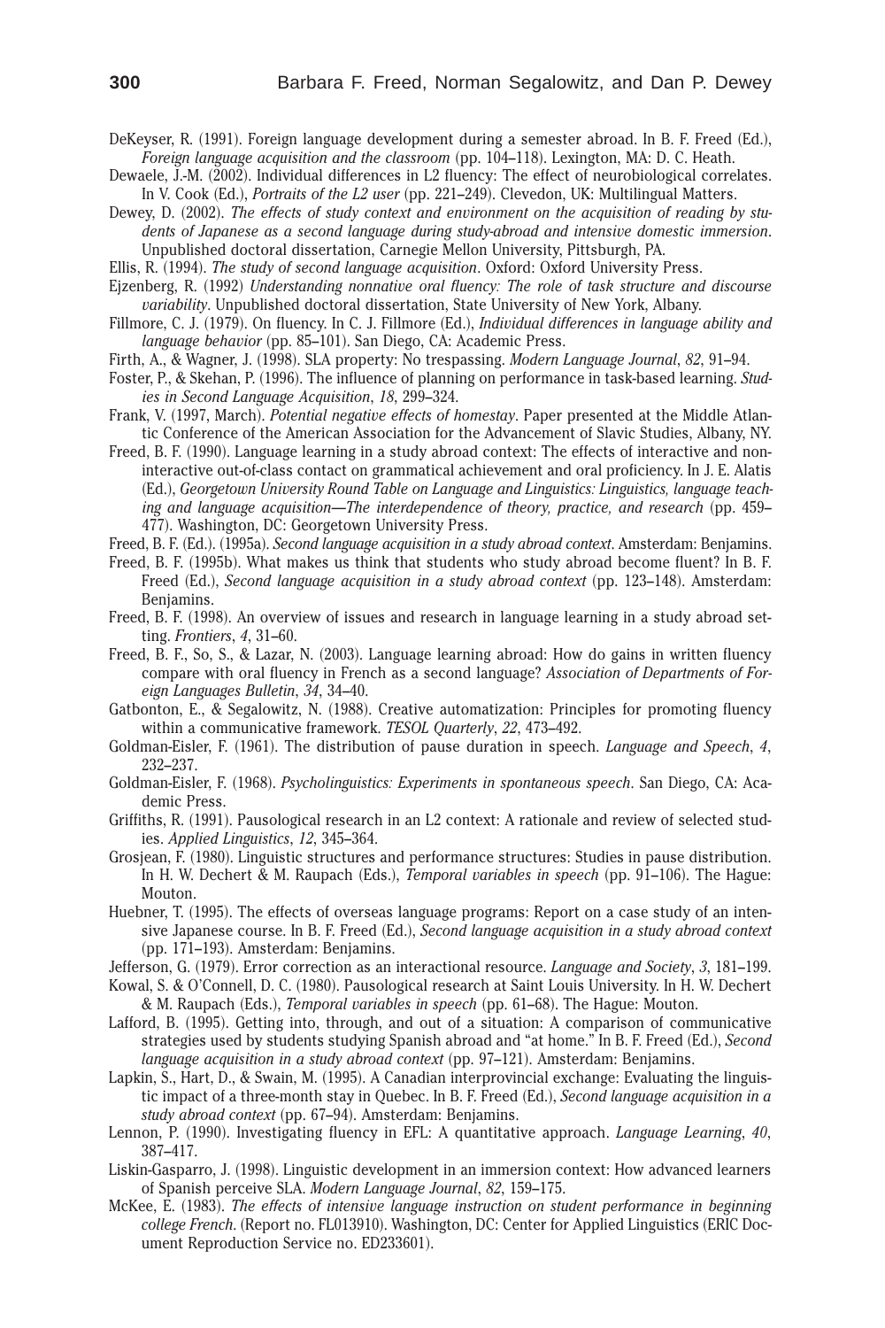DeKeyser, R. (1991). Foreign language development during a semester abroad. In B. F. Freed (Ed.), *Foreign language acquisition and the classroom* (pp. 104–118). Lexington, MA: D. C. Heath.

Dewaele, J.-M. (2002). Individual differences in L2 fluency: The effect of neurobiological correlates. In V. Cook (Ed.), *Portraits of the L2 user* (pp. 221–249). Clevedon, UK: Multilingual Matters.

Dewey, D. (2002). *The effects of study context and environment on the acquisition of reading by students of Japanese as a second language during study-abroad and intensive domestic immersion*. Unpublished doctoral dissertation, Carnegie Mellon University, Pittsburgh, PA.

Ellis, R. (1994). *The study of second language acquisition*. Oxford: Oxford University Press.

Ejzenberg, R. (1992) *Understanding nonnative oral fluency: The role of task structure and discourse variability*. Unpublished doctoral dissertation, State University of New York, Albany.

Fillmore, C. J. (1979). On fluency. In C. J. Fillmore (Ed.), *Individual differences in language ability and language behavior* (pp. 85–101). San Diego, CA: Academic Press.

Firth, A., & Wagner, J. (1998). SLA property: No trespassing. *Modern Language Journal*, *82*, 91–94.

Foster, P., & Skehan, P. (1996). The influence of planning on performance in task-based learning. *Studies in Second Language Acquisition*, *18*, 299–324.

Frank, V. (1997, March). *Potential negative effects of homestay*. Paper presented at the Middle Atlantic Conference of the American Association for the Advancement of Slavic Studies, Albany, NY.

Freed, B. F. (1990). Language learning in a study abroad context: The effects of interactive and noninteractive out-of-class contact on grammatical achievement and oral proficiency. In J. E. Alatis (Ed.), *Georgetown University Round Table on Language and Linguistics: Linguistics, language teaching and language acquisition—The interdependence of theory, practice, and research* (pp. 459–477). Washington, DC: Georgetown University Press.

Freed, B. F. (Ed.). (1995a). *Second language acquisition in a study abroad context*. Amsterdam: Benjamins.

Freed, B. F. (1995b). What makes us think that students who study abroad become fluent? In B. F. Freed (Ed.), *Second language acquisition in a study abroad context* (pp. 123–148). Amsterdam: Benjamins.

Freed, B. F. (1998). An overview of issues and research in language learning in a study abroad setting. *Frontiers*, *4*, 31–60.

Freed, B. F., So, S., & Lazar, N. (2003). Language learning abroad: How do gains in written fluency compare with oral fluency in French as a second language? *Association of Departments of Foreign Languages Bulletin*, *34*, 34–40.

Gatbonton, E., & Segalowitz, N. (1988). Creative automatization: Principles for promoting fluency within a communicative framework. *TESOL Quarterly*, *22*, 473–492.

Goldman-Eisler, F. (1961). The distribution of pause duration in speech. *Language and Speech*, *4*, 232–237.

Goldman-Eisler, F. (1968). *Psycholinguistics: Experiments in spontaneous speech*. San Diego, CA: Academic Press.

Griffiths, R. (1991). Pausological research in an L2 context: A rationale and review of selected studies. *Applied Linguistics*, *12*, 345–364.

Grosjean, F. (1980). Linguistic structures and performance structures: Studies in pause distribution. In H. W. Dechert & M. Raupach (Eds.), *Temporal variables in speech* (pp. 91–106). The Hague: Mouton.

Huebner, T. (1995). The effects of overseas language programs: Report on a case study of an intensive Japanese course. In B. F. Freed (Ed.), *Second language acquisition in a study abroad context* (pp. 171–193). Amsterdam: Benjamins.

Jefferson, G. (1979). Error correction as an interactional resource. *Language and Society*, *3*, 181–199.

Kowal, S. & O'Connell, D. C. (1980). Pausological research at Saint Louis University. In H. W. Dechert & M. Raupach (Eds.), *Temporal variables in speech* (pp. 61–68). The Hague: Mouton.

Lafford, B. (1995). Getting into, through, and out of a situation: A comparison of communicative strategies used by students studying Spanish abroad and "at home." In B. F. Freed (Ed.), *Second language acquisition in a study abroad context* (pp. 97–121). Amsterdam: Benjamins.

Lapkin, S., Hart, D., & Swain, M. (1995). A Canadian interprovincial exchange: Evaluating the linguistic impact of a three-month stay in Quebec. In B. F. Freed (Ed.), *Second language acquisition in a study abroad context* (pp. 67–94). Amsterdam: Benjamins.

Lennon, P. (1990). Investigating fluency in EFL: A quantitative approach. *Language Learning*, *40*, 387–417.

Liskin-Gasparro, J. (1998). Linguistic development in an immersion context: How advanced learners of Spanish perceive SLA. *Modern Language Journal*, *82*, 159–175.

McKee, E. (1983). *The effects of intensive language instruction on student performance in beginning college French*. (Report no. FL013910). Washington, DC: Center for Applied Linguistics (ERIC Document Reproduction Service no. ED233601).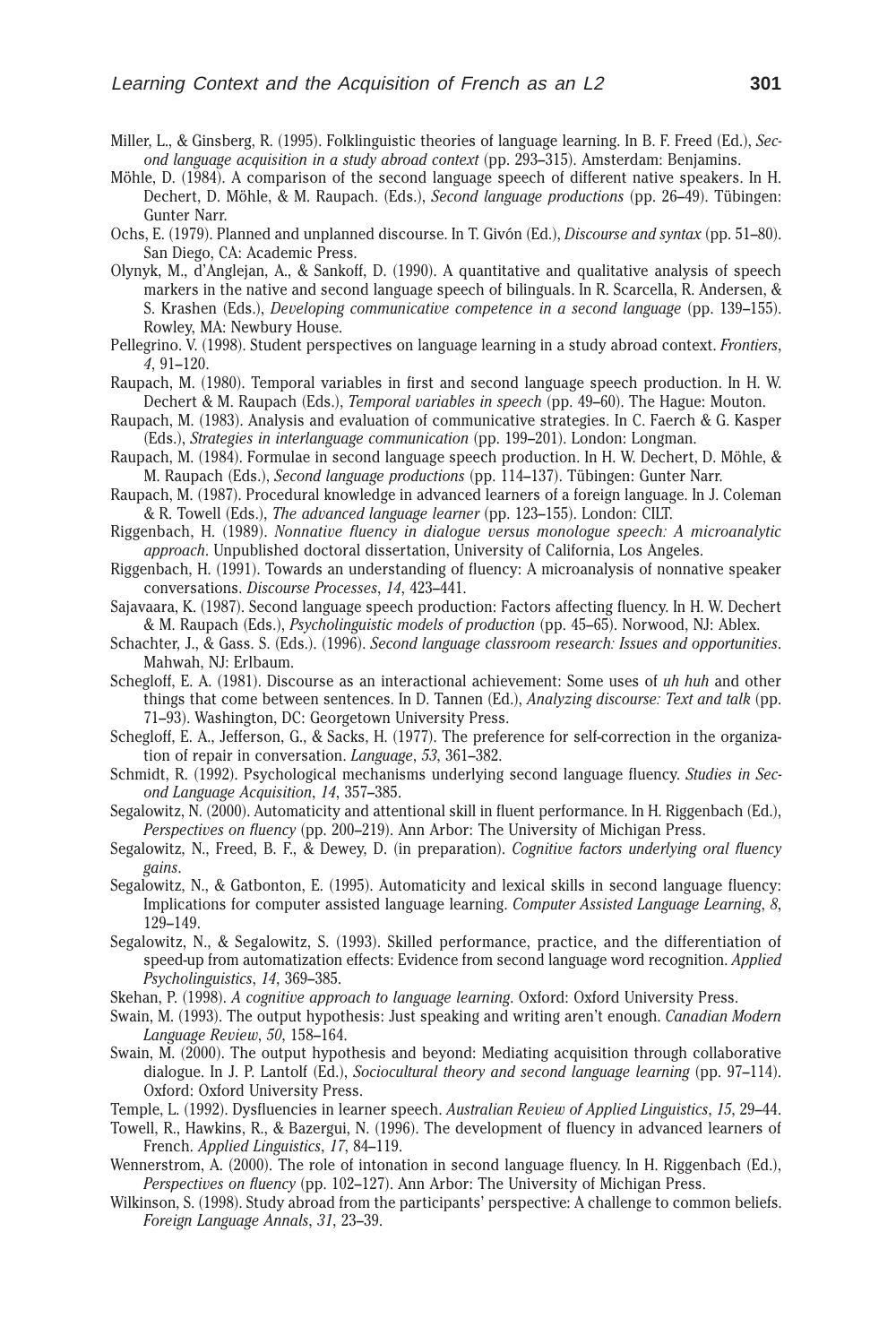Miller, L., & Ginsberg, R. (1995). Folklinguistic theories of language learning. In B. F. Freed (Ed.), *Second language acquisition in a study abroad context* (pp. 293–315). Amsterdam: Benjamins.

Möhle, D. (1984). A comparison of the second language speech of different native speakers. In H. Dechert, D. Möhle, & M. Raupach. (Eds.), *Second language productions* (pp. 26–49). Tübingen: Gunter Narr.

Ochs, E. (1979). Planned and unplanned discourse. In T. Givón (Ed.), *Discourse and syntax* (pp. 51–80). San Diego, CA: Academic Press.

Olynyk, M., d'Anglejan, A., & Sankoff, D. (1990). A quantitative and qualitative analysis of speech markers in the native and second language speech of bilinguals. In R. Scarcella, R. Andersen, & S. Krashen (Eds.), *Developing communicative competence in a second language* (pp. 139–155). Rowley, MA: Newbury House.

Pellegrino. V. (1998). Student perspectives on language learning in a study abroad context. *Frontiers*, *4*, 91–120.

Raupach, M. (1980). Temporal variables in first and second language speech production. In H. W. Dechert & M. Raupach (Eds.), *Temporal variables in speech* (pp. 49–60). The Hague: Mouton.

Raupach, M. (1983). Analysis and evaluation of communicative strategies. In C. Faerch & G. Kasper (Eds.), *Strategies in interlanguage communication* (pp. 199–201). London: Longman.

Raupach, M. (1984). Formulae in second language speech production. In H. W. Dechert, D. Möhle, & M. Raupach (Eds.), *Second language productions* (pp. 114–137). Tübingen: Gunter Narr.

Raupach, M. (1987). Procedural knowledge in advanced learners of a foreign language. In J. Coleman & R. Towell (Eds.), *The advanced language learner* (pp. 123–155). London: CILT.

Riggenbach, H. (1989). *Nonnative fluency in dialogue versus monologue speech: A microanalytic approach*. Unpublished doctoral dissertation, University of California, Los Angeles.

Riggenbach, H. (1991). Towards an understanding of fluency: A microanalysis of nonnative speaker conversations. *Discourse Processes*, *14*, 423–441.

Sajavaara, K. (1987). Second language speech production: Factors affecting fluency. In H. W. Dechert & M. Raupach (Eds.), *Psycholinguistic models of production* (pp. 45–65). Norwood, NJ: Ablex.

Schachter, J., & Gass. S. (Eds.). (1996). *Second language classroom research: Issues and opportunities*. Mahwah, NJ: Erlbaum.

Schegloff, E. A. (1981). Discourse as an interactional achievement: Some uses of *uh huh* and other things that come between sentences. In D. Tannen (Ed.), *Analyzing discourse: Text and talk* (pp. 71–93). Washington, DC: Georgetown University Press.

Schegloff, E. A., Jefferson, G., & Sacks, H. (1977). The preference for self-correction in the organization of repair in conversation. *Language*, *53*, 361–382.

Schmidt, R. (1992). Psychological mechanisms underlying second language fluency. *Studies in Second Language Acquisition*, *14*, 357–385.

Segalowitz, N. (2000). Automaticity and attentional skill in fluent performance. In H. Riggenbach (Ed.), *Perspectives on fluency* (pp. 200–219). Ann Arbor: The University of Michigan Press.

Segalowitz, N., Freed, B. F., & Dewey, D. (in preparation). *Cognitive factors underlying oral fluency gains*.

Segalowitz, N., & Gatbonton, E. (1995). Automaticity and lexical skills in second language fluency: Implications for computer assisted language learning. *Computer Assisted Language Learning*, *8*, 129–149.

Segalowitz, N., & Segalowitz, S. (1993). Skilled performance, practice, and the differentiation of speed-up from automatization effects: Evidence from second language word recognition. *Applied Psycholinguistics*, *14*, 369–385.

Skehan, P. (1998). *A cognitive approach to language learning*. Oxford: Oxford University Press.

Swain, M. (1993). The output hypothesis: Just speaking and writing aren't enough. *Canadian Modern Language Review*, *50*, 158–164.

Swain, M. (2000). The output hypothesis and beyond: Mediating acquisition through collaborative dialogue. In J. P. Lantolf (Ed.), *Sociocultural theory and second language learning* (pp. 97–114). Oxford: Oxford University Press.

Temple, L. (1992). Dysfluencies in learner speech. *Australian Review of Applied Linguistics*, *15*, 29–44.

Towell, R., Hawkins, R., & Bazergui, N. (1996). The development of fluency in advanced learners of French. *Applied Linguistics*, *17*, 84–119.

Wennerstrom, A. (2000). The role of intonation in second language fluency. In H. Riggenbach (Ed.), *Perspectives on fluency* (pp. 102–127). Ann Arbor: The University of Michigan Press.

Wilkinson, S. (1998). Study abroad from the participants' perspective: A challenge to common beliefs. *Foreign Language Annals*, *31*, 23–39.